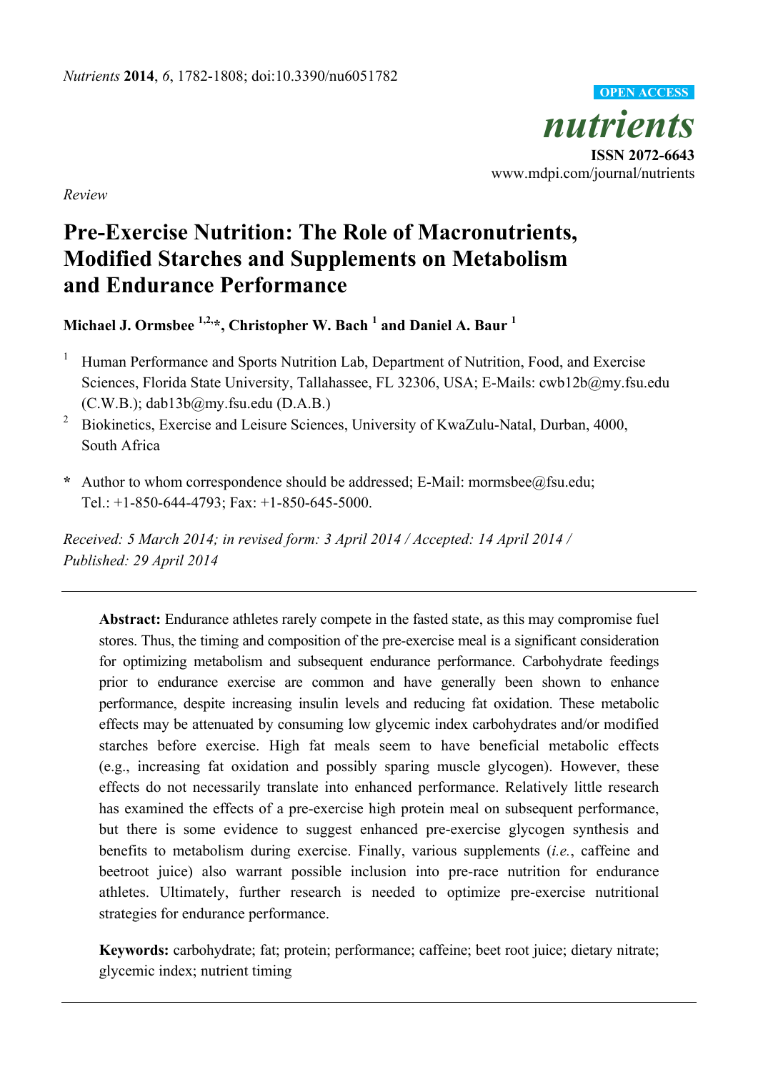*Review*

# Pre-Exercise Nutrition: The Role of Macronutrients, Modified Starches and Supplements on Metabolism and Endurance Performance

**Michael J. Ormsbee [1,2,*], Christopher W. Bach [1] and Daniel A. Baur [1]**

[1] Human Performance and Sports Nutrition Lab, Department of Nutrition, Food, and Exercise Sciences, Florida State University, Tallahassee, FL 32306, USA; E-Mails: cwb12b@my.fsu.edu (C.W.B.); dab13b@my.fsu.edu (D.A.B.)

[2] Biokinetics, Exercise and Leisure Sciences, University of KwaZulu-Natal, Durban, 4000, South Africa

**\*** Author to whom correspondence should be addressed; E-Mail: mormsbee@fsu.edu; Tel.: +1-850-644-4793; Fax: +1-850-645-5000.

*Received: 5 March 2014; in revised form: 3 April 2014 / Accepted: 14 April 2014 / Published: 29 April 2014*

---

**Abstract:** Endurance athletes rarely compete in the fasted state, as this may compromise fuel stores. Thus, the timing and composition of the pre-exercise meal is a significant consideration for optimizing metabolism and subsequent endurance performance. Carbohydrate feedings prior to endurance exercise are common and have generally been shown to enhance performance, despite increasing insulin levels and reducing fat oxidation. These metabolic effects may be attenuated by consuming low glycemic index carbohydrates and/or modified starches before exercise. High fat meals seem to have beneficial metabolic effects (e.g., increasing fat oxidation and possibly sparing muscle glycogen). However, these effects do not necessarily translate into enhanced performance. Relatively little research has examined the effects of a pre-exercise high protein meal on subsequent performance, but there is some evidence to suggest enhanced pre-exercise glycogen synthesis and benefits to metabolism during exercise. Finally, various supplements (*i.e.*, caffeine and beetroot juice) also warrant possible inclusion into pre-race nutrition for endurance athletes. Ultimately, further research is needed to optimize pre-exercise nutritional strategies for endurance performance.

**Keywords:** carbohydrate; fat; protein; performance; caffeine; beet root juice; dietary nitrate; glycemic index; nutrient timing

---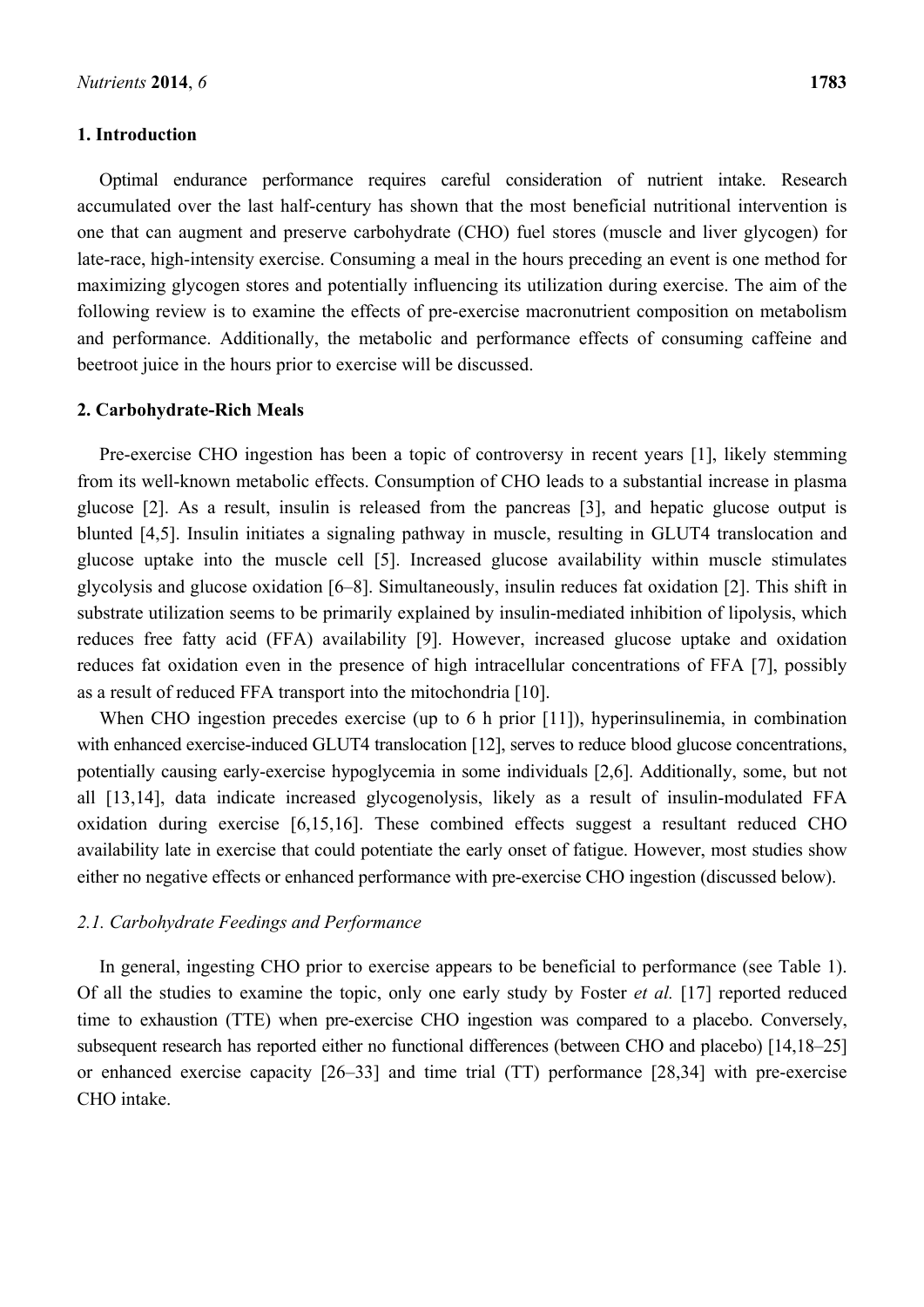## 1. Introduction

Optimal endurance performance requires careful consideration of nutrient intake. Research accumulated over the last half-century has shown that the most beneficial nutritional intervention is one that can augment and preserve carbohydrate (CHO) fuel stores (muscle and liver glycogen) for late-race, high-intensity exercise. Consuming a meal in the hours preceding an event is one method for maximizing glycogen stores and potentially influencing its utilization during exercise. The aim of the following review is to examine the effects of pre-exercise macronutrient composition on metabolism and performance. Additionally, the metabolic and performance effects of consuming caffeine and beetroot juice in the hours prior to exercise will be discussed.

## 2. Carbohydrate-Rich Meals

Pre-exercise CHO ingestion has been a topic of controversy in recent years [1], likely stemming from its well-known metabolic effects. Consumption of CHO leads to a substantial increase in plasma glucose [2]. As a result, insulin is released from the pancreas [3], and hepatic glucose output is blunted [4,5]. Insulin initiates a signaling pathway in muscle, resulting in GLUT4 translocation and glucose uptake into the muscle cell [5]. Increased glucose availability within muscle stimulates glycolysis and glucose oxidation [6–8]. Simultaneously, insulin reduces fat oxidation [2]. This shift in substrate utilization seems to be primarily explained by insulin-mediated inhibition of lipolysis, which reduces free fatty acid (FFA) availability [9]. However, increased glucose uptake and oxidation reduces fat oxidation even in the presence of high intracellular concentrations of FFA [7], possibly as a result of reduced FFA transport into the mitochondria [10].

When CHO ingestion precedes exercise (up to 6 h prior [11]), hyperinsulinemia, in combination with enhanced exercise-induced GLUT4 translocation [12], serves to reduce blood glucose concentrations, potentially causing early-exercise hypoglycemia in some individuals [2,6]. Additionally, some, but not all [13,14], data indicate increased glycogenolysis, likely as a result of insulin-modulated FFA oxidation during exercise [6,15,16]. These combined effects suggest a resultant reduced CHO availability late in exercise that could potentiate the early onset of fatigue. However, most studies show either no negative effects or enhanced performance with pre-exercise CHO ingestion (discussed below).

### 2.1. Carbohydrate Feedings and Performance

In general, ingesting CHO prior to exercise appears to be beneficial to performance (see Table 1). Of all the studies to examine the topic, only one early study by Foster *et al.* [17] reported reduced time to exhaustion (TTE) when pre-exercise CHO ingestion was compared to a placebo. Conversely, subsequent research has reported either no functional differences (between CHO and placebo) [14,18–25] or enhanced exercise capacity [26–33] and time trial (TT) performance [28,34] with pre-exercise CHO intake.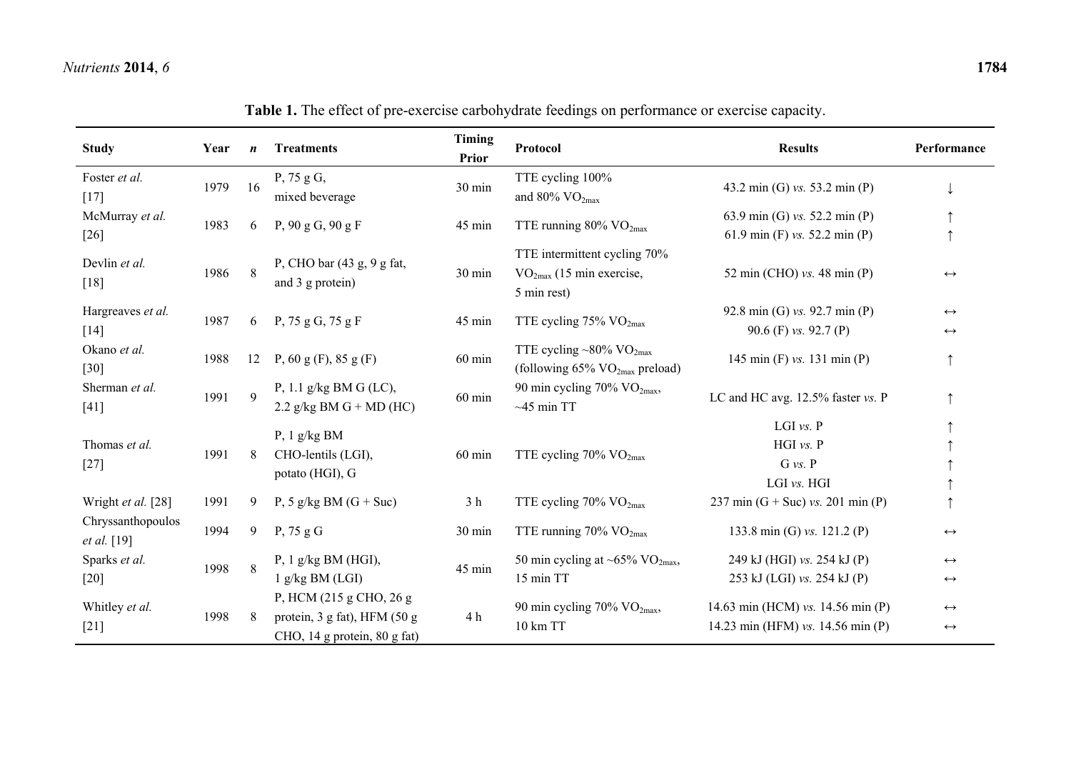**Table 1.** The effect of pre-exercise carbohydrate feedings on performance or exercise capacity.

| Study | Year | *n* | Treatments | Timing Prior | Protocol | Results | Performance |
|---|---|---|---|---|---|---|---|
| Foster *et al.* [17] | 1979 | 16 | P, 75 g G, mixed beverage | 30 min | TTE cycling 100% and 80% $VO_{2max}$ | 43.2 min (G) *vs.* 53.2 min (P) | ↓ |
| McMurray *et al.* [26] | 1983 | 6 | P, 90 g G, 90 g F | 45 min | TTE running 80% $VO_{2max}$ | 63.9 min (G) *vs.* 52.2 min (P)<br>61.9 min (F) *vs.* 52.2 min (P) | ↑<br>↑ |
| Devlin *et al.* [18] | 1986 | 8 | P, CHO bar (43 g, 9 g fat, and 3 g protein) | 30 min | TTE intermittent cycling 70% $VO_{2max}$ (15 min exercise, 5 min rest) | 52 min (CHO) *vs.* 48 min (P) | ↔ |
| Hargreaves *et al.* [14] | 1987 | 6 | P, 75 g G, 75 g F | 45 min | TTE cycling 75% $VO_{2max}$ | 92.8 min (G) *vs.* 92.7 min (P)<br>90.6 (F) *vs.* 92.7 (P) | ↔<br>↔ |
| Okano *et al.* [30] | 1988 | 12 | P, 60 g (F), 85 g (F) | 60 min | TTE cycling ~80% $VO_{2max}$ (following 65% $VO_{2max}$ preload) | 145 min (F) *vs.* 131 min (P) | ↑ |
| Sherman *et al.* [41] | 1991 | 9 | P, 1.1 g/kg BM G (LC), 2.2 g/kg BM G + MD (HC) | 60 min | 90 min cycling 70% $VO_{2max}$, ~45 min TT | LC and HC avg. 12.5% faster *vs.* P | ↑ |
| Thomas *et al.* [27] | 1991 | 8 | P, 1 g/kg BM CHO-lentils (LGI), potato (HGI), G | 60 min | TTE cycling 70% $VO_{2max}$ | LGI *vs.* P<br>HGI *vs.* P<br>G *vs.* P<br>LGI *vs.* HGI | ↑<br>↑<br>↑<br>↑ |
| Wright *et al.* [28] | 1991 | 9 | P, 5 g/kg BM (G + Suc) | 3 h | TTE cycling 70% $VO_{2max}$ | 237 min (G + Suc) *vs.* 201 min (P) | ↑ |
| Chryssanthopoulos *et al.* [19] | 1994 | 9 | P, 75 g G | 30 min | TTE running 70% $VO_{2max}$ | 133.8 min (G) *vs.* 121.2 (P) | ↔ |
| Sparks *et al.* [20] | 1998 | 8 | P, 1 g/kg BM (HGI), 1 g/kg BM (LGI) | 45 min | 50 min cycling at ~65% $VO_{2max}$, 15 min TT | 249 kJ (HGI) *vs.* 254 kJ (P)<br>253 kJ (LGI) *vs.* 254 kJ (P) | ↔<br>↔ |
| Whitley *et al.* [21] | 1998 | 8 | P, HCM (215 g CHO, 26 g protein, 3 g fat), HFM (50 g CHO, 14 g protein, 80 g fat) | 4 h | 90 min cycling 70% $VO_{2max}$, 10 km TT | 14.63 min (HCM) *vs.* 14.56 min (P)<br>14.23 min (HFM) *vs.* 14.56 min (P) | ↔<br>↔ |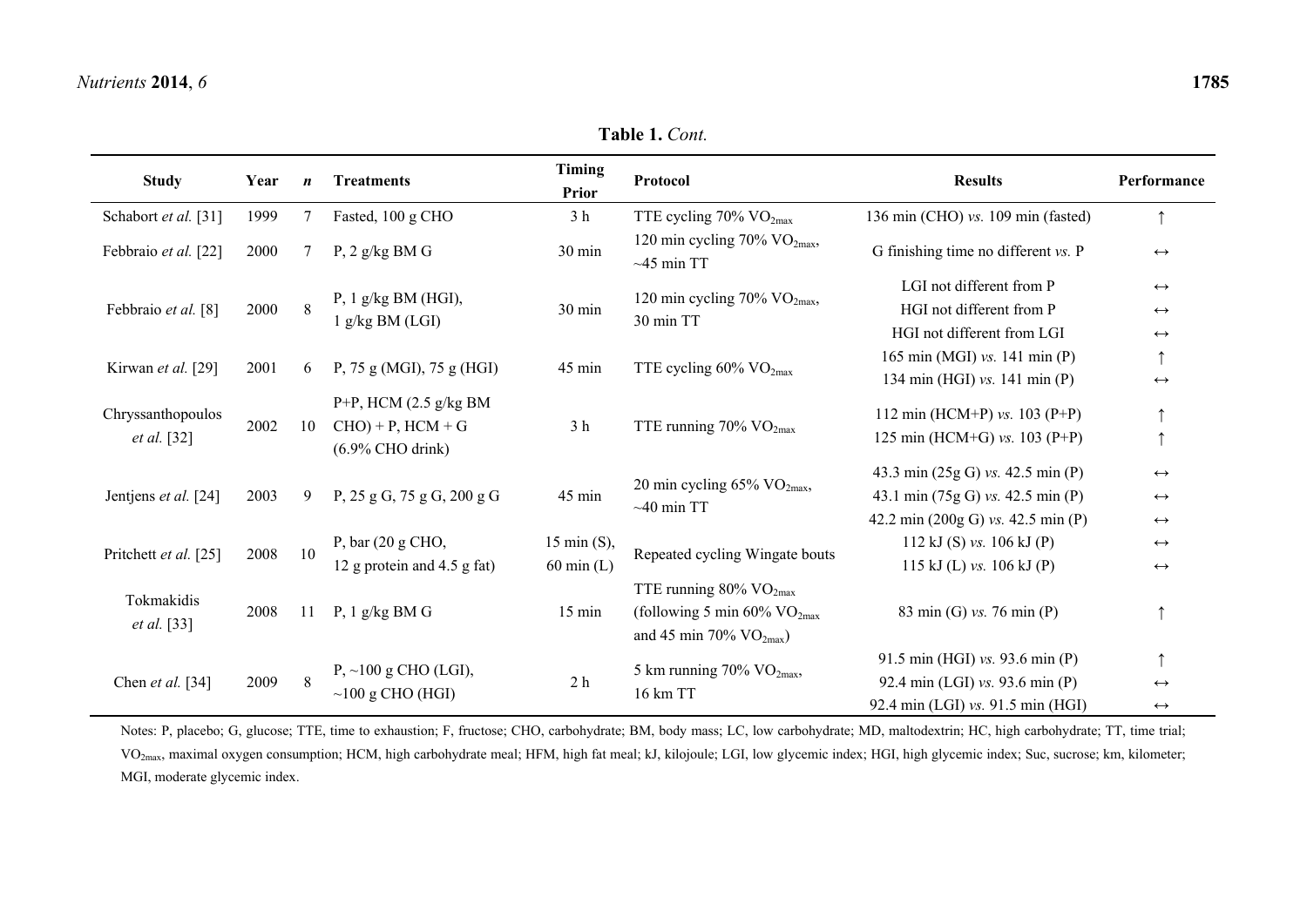**Table 1.** *Cont.*

| Study | Year | *n* | Treatments | Timing Prior | Protocol | Results | Performance |
|---|---|---|---|---|---|---|---|
| Schabort *et al.* [31] | 1999 | 7 | Fasted, 100 g CHO | 3 h | TTE cycling 70% $VO_{2max}$ | 136 min (CHO) *vs.* 109 min (fasted) | ↑ |
| Febbraio *et al.* [22] | 2000 | 7 | P, 2 g/kg BM G | 30 min | 120 min cycling 70% $VO_{2max}$, ~45 min TT | G finishing time no different *vs.* P | ↔ |
| Febbraio *et al.* [8] | 2000 | 8 | P, 1 g/kg BM (HGI), 1 g/kg BM (LGI) | 30 min | 120 min cycling 70% $VO_{2max}$, 30 min TT | LGI not different from P | ↔ |
| | | | | | | HGI not different from P | ↔ |
| | | | | | | HGI not different from LGI | ↔ |
| Kirwan *et al.* [29] | 2001 | 6 | P, 75 g (MGI), 75 g (HGI) | 45 min | TTE cycling 60% $VO_{2max}$ | 165 min (MGI) *vs.* 141 min (P) | ↑ |
| | | | | | | 134 min (HGI) *vs.* 141 min (P) | ↔ |
| Chryssanthopoulos *et al.* [32] | 2002 | 10 | P+P, HCM (2.5 g/kg BM CHO) + P, HCM + G (6.9% CHO drink) | 3 h | TTE running 70% $VO_{2max}$ | 112 min (HCM+P) *vs.* 103 (P+P) | ↑ |
| | | | | | | 125 min (HCM+G) *vs.* 103 (P+P) | ↑ |
| Jentjens *et al.* [24] | 2003 | 9 | P, 25 g G, 75 g G, 200 g G | 45 min | 20 min cycling 65% $VO_{2max}$, ~40 min TT | 43.3 min (25g G) *vs.* 42.5 min (P) | ↔ |
| | | | | | | 43.1 min (75g G) *vs.* 42.5 min (P) | ↔ |
| | | | | | | 42.2 min (200g G) *vs.* 42.5 min (P) | ↔ |
| Pritchett *et al.* [25] | 2008 | 10 | P, bar (20 g CHO, 12 g protein and 4.5 g fat) | 15 min (S), 60 min (L) | Repeated cycling Wingate bouts | 112 kJ (S) *vs.* 106 kJ (P) | ↔ |
| | | | | | | 115 kJ (L) *vs.* 106 kJ (P) | ↔ |
| Tokmakidis *et al.* [33] | 2008 | 11 | P, 1 g/kg BM G | 15 min | TTE running 80% $VO_{2max}$ (following 5 min 60% $VO_{2max}$ and 45 min 70% $VO_{2max}$) | 83 min (G) *vs.* 76 min (P) | ↑ |
| Chen *et al.* [34] | 2009 | 8 | P, ~100 g CHO (LGI), ~100 g CHO (HGI) | 2 h | 5 km running 70% $VO_{2max}$, 16 km TT | 91.5 min (HGI) *vs.* 93.6 min (P) | ↑ |
| | | | | | | 92.4 min (LGI) *vs.* 93.6 min (P) | ↔ |
| | | | | | | 92.4 min (LGI) *vs.* 91.5 min (HGI) | ↔ |

Notes: P, placebo; G, glucose; TTE, time to exhaustion; F, fructose; CHO, carbohydrate; BM, body mass; LC, low carbohydrate; MD, maltodextrin; HC, high carbohydrate; TT, time trial; $VO_{2max}$, maximal oxygen consumption; HCM, high carbohydrate meal; HFM, high fat meal; kJ, kilojoule; LGI, low glycemic index; HGI, high glycemic index; Suc, sucrose; km, kilometer; MGI, moderate glycemic index.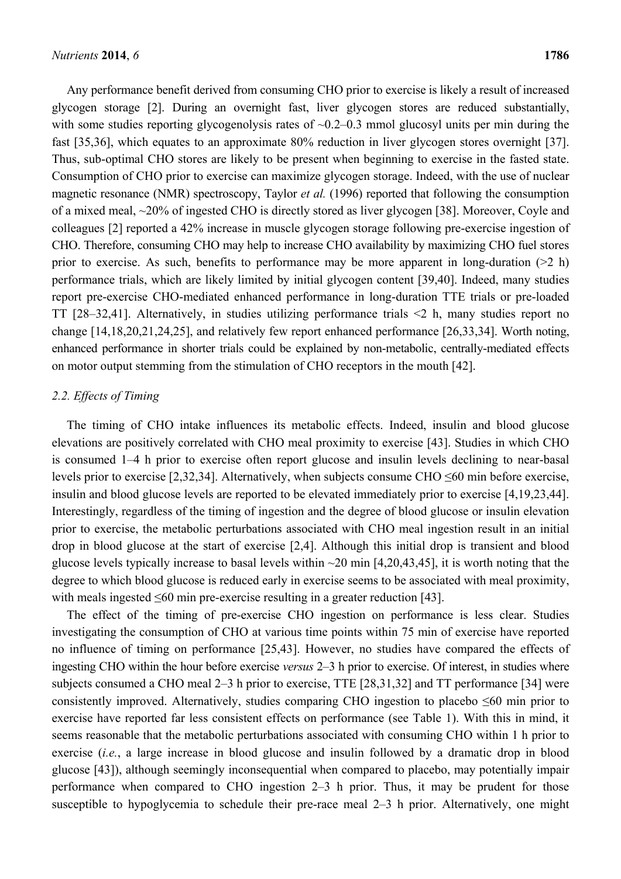Any performance benefit derived from consuming CHO prior to exercise is likely a result of increased glycogen storage [2]. During an overnight fast, liver glycogen stores are reduced substantially, with some studies reporting glycogenolysis rates of ~0.2–0.3 mmol glucosyl units per min during the fast [35,36], which equates to an approximate 80% reduction in liver glycogen stores overnight [37]. Thus, sub-optimal CHO stores are likely to be present when beginning to exercise in the fasted state. Consumption of CHO prior to exercise can maximize glycogen storage. Indeed, with the use of nuclear magnetic resonance (NMR) spectroscopy, Taylor *et al.* (1996) reported that following the consumption of a mixed meal, ~20% of ingested CHO is directly stored as liver glycogen [38]. Moreover, Coyle and colleagues [2] reported a 42% increase in muscle glycogen storage following pre-exercise ingestion of CHO. Therefore, consuming CHO may help to increase CHO availability by maximizing CHO fuel stores prior to exercise. As such, benefits to performance may be more apparent in long-duration (>2 h) performance trials, which are likely limited by initial glycogen content [39,40]. Indeed, many studies report pre-exercise CHO-mediated enhanced performance in long-duration TTE trials or pre-loaded TT [28–32,41]. Alternatively, in studies utilizing performance trials <2 h, many studies report no change [14,18,20,21,24,25], and relatively few report enhanced performance [26,33,34]. Worth noting, enhanced performance in shorter trials could be explained by non-metabolic, centrally-mediated effects on motor output stemming from the stimulation of CHO receptors in the mouth [42].

### 2.2. Effects of Timing

The timing of CHO intake influences its metabolic effects. Indeed, insulin and blood glucose elevations are positively correlated with CHO meal proximity to exercise [43]. Studies in which CHO is consumed 1–4 h prior to exercise often report glucose and insulin levels declining to near-basal levels prior to exercise [2,32,34]. Alternatively, when subjects consume CHO ≤60 min before exercise, insulin and blood glucose levels are reported to be elevated immediately prior to exercise [4,19,23,44]. Interestingly, regardless of the timing of ingestion and the degree of blood glucose or insulin elevation prior to exercise, the metabolic perturbations associated with CHO meal ingestion result in an initial drop in blood glucose at the start of exercise [2,4]. Although this initial drop is transient and blood glucose levels typically increase to basal levels within ~20 min [4,20,43,45], it is worth noting that the degree to which blood glucose is reduced early in exercise seems to be associated with meal proximity, with meals ingested ≤60 min pre-exercise resulting in a greater reduction [43].

The effect of the timing of pre-exercise CHO ingestion on performance is less clear. Studies investigating the consumption of CHO at various time points within 75 min of exercise have reported no influence of timing on performance [25,43]. However, no studies have compared the effects of ingesting CHO within the hour before exercise *versus* 2–3 h prior to exercise. Of interest, in studies where subjects consumed a CHO meal 2–3 h prior to exercise, TTE [28,31,32] and TT performance [34] were consistently improved. Alternatively, studies comparing CHO ingestion to placebo ≤60 min prior to exercise have reported far less consistent effects on performance (see Table 1). With this in mind, it seems reasonable that the metabolic perturbations associated with consuming CHO within 1 h prior to exercise (*i.e.*, a large increase in blood glucose and insulin followed by a dramatic drop in blood glucose [43]), although seemingly inconsequential when compared to placebo, may potentially impair performance when compared to CHO ingestion 2–3 h prior. Thus, it may be prudent for those susceptible to hypoglycemia to schedule their pre-race meal 2–3 h prior. Alternatively, one might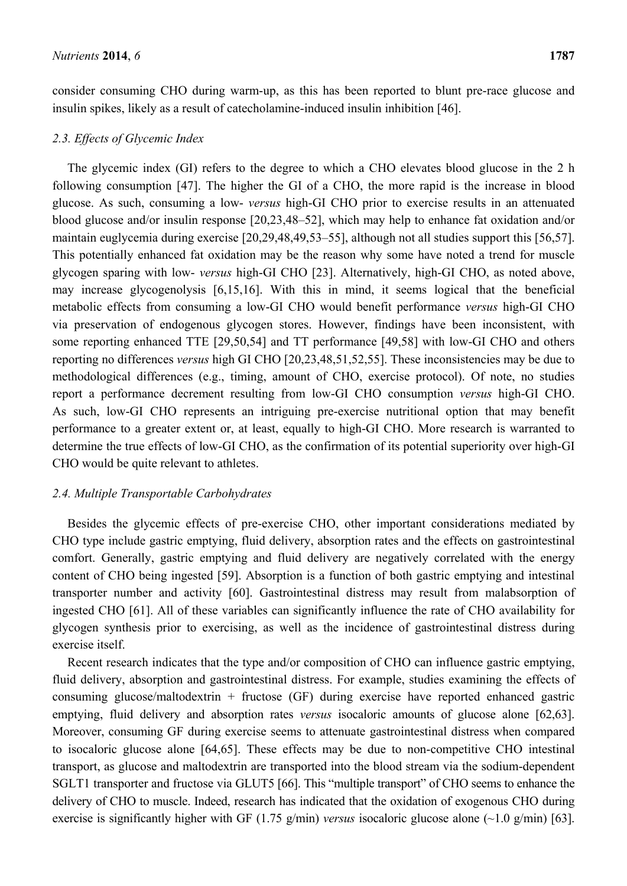consider consuming CHO during warm-up, as this has been reported to blunt pre-race glucose and insulin spikes, likely as a result of catecholamine-induced insulin inhibition [46].

### 2.3. Effects of Glycemic Index

The glycemic index (GI) refers to the degree to which a CHO elevates blood glucose in the 2 h following consumption [47]. The higher the GI of a CHO, the more rapid is the increase in blood glucose. As such, consuming a low- *versus* high-GI CHO prior to exercise results in an attenuated blood glucose and/or insulin response [20,23,48–52], which may help to enhance fat oxidation and/or maintain euglycemia during exercise [20,29,48,49,53–55], although not all studies support this [56,57]. This potentially enhanced fat oxidation may be the reason why some have noted a trend for muscle glycogen sparing with low- *versus* high-GI CHO [23]. Alternatively, high-GI CHO, as noted above, may increase glycogenolysis [6,15,16]. With this in mind, it seems logical that the beneficial metabolic effects from consuming a low-GI CHO would benefit performance *versus* high-GI CHO via preservation of endogenous glycogen stores. However, findings have been inconsistent, with some reporting enhanced TTE [29,50,54] and TT performance [49,58] with low-GI CHO and others reporting no differences *versus* high GI CHO [20,23,48,51,52,55]. These inconsistencies may be due to methodological differences (e.g., timing, amount of CHO, exercise protocol). Of note, no studies report a performance decrement resulting from low-GI CHO consumption *versus* high-GI CHO. As such, low-GI CHO represents an intriguing pre-exercise nutritional option that may benefit performance to a greater extent or, at least, equally to high-GI CHO. More research is warranted to determine the true effects of low-GI CHO, as the confirmation of its potential superiority over high-GI CHO would be quite relevant to athletes.

### 2.4. Multiple Transportable Carbohydrates

Besides the glycemic effects of pre-exercise CHO, other important considerations mediated by CHO type include gastric emptying, fluid delivery, absorption rates and the effects on gastrointestinal comfort. Generally, gastric emptying and fluid delivery are negatively correlated with the energy content of CHO being ingested [59]. Absorption is a function of both gastric emptying and intestinal transporter number and activity [60]. Gastrointestinal distress may result from malabsorption of ingested CHO [61]. All of these variables can significantly influence the rate of CHO availability for glycogen synthesis prior to exercising, as well as the incidence of gastrointestinal distress during exercise itself.

Recent research indicates that the type and/or composition of CHO can influence gastric emptying, fluid delivery, absorption and gastrointestinal distress. For example, studies examining the effects of consuming glucose/maltodextrin + fructose (GF) during exercise have reported enhanced gastric emptying, fluid delivery and absorption rates *versus* isocaloric amounts of glucose alone [62,63]. Moreover, consuming GF during exercise seems to attenuate gastrointestinal distress when compared to isocaloric glucose alone [64,65]. These effects may be due to non-competitive CHO intestinal transport, as glucose and maltodextrin are transported into the blood stream via the sodium-dependent SGLT1 transporter and fructose via GLUT5 [66]. This "multiple transport" of CHO seems to enhance the delivery of CHO to muscle. Indeed, research has indicated that the oxidation of exogenous CHO during exercise is significantly higher with GF (1.75 g/min) *versus* isocaloric glucose alone (~1.0 g/min) [63].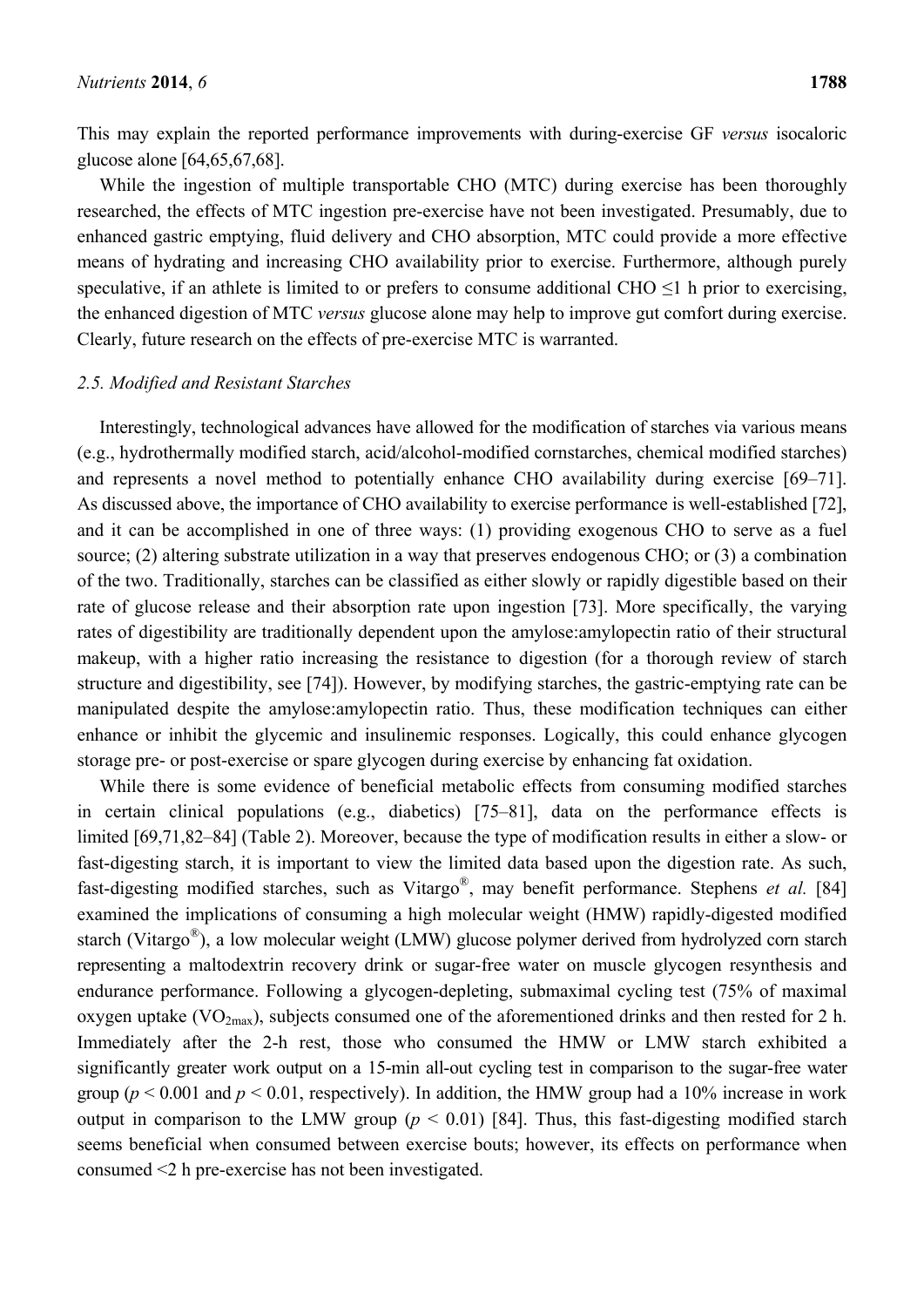This may explain the reported performance improvements with during-exercise GF *versus* isocaloric glucose alone [64,65,67,68].

While the ingestion of multiple transportable CHO (MTC) during exercise has been thoroughly researched, the effects of MTC ingestion pre-exercise have not been investigated. Presumably, due to enhanced gastric emptying, fluid delivery and CHO absorption, MTC could provide a more effective means of hydrating and increasing CHO availability prior to exercise. Furthermore, although purely speculative, if an athlete is limited to or prefers to consume additional CHO ≤1 h prior to exercising, the enhanced digestion of MTC *versus* glucose alone may help to improve gut comfort during exercise. Clearly, future research on the effects of pre-exercise MTC is warranted.

### *2.5. Modified and Resistant Starches*

Interestingly, technological advances have allowed for the modification of starches via various means (e.g., hydrothermally modified starch, acid/alcohol-modified cornstarches, chemical modified starches) and represents a novel method to potentially enhance CHO availability during exercise [69–71]. As discussed above, the importance of CHO availability to exercise performance is well-established [72], and it can be accomplished in one of three ways: (1) providing exogenous CHO to serve as a fuel source; (2) altering substrate utilization in a way that preserves endogenous CHO; or (3) a combination of the two. Traditionally, starches can be classified as either slowly or rapidly digestible based on their rate of glucose release and their absorption rate upon ingestion [73]. More specifically, the varying rates of digestibility are traditionally dependent upon the amylose:amylopectin ratio of their structural makeup, with a higher ratio increasing the resistance to digestion (for a thorough review of starch structure and digestibility, see [74]). However, by modifying starches, the gastric-emptying rate can be manipulated despite the amylose:amylopectin ratio. Thus, these modification techniques can either enhance or inhibit the glycemic and insulinemic responses. Logically, this could enhance glycogen storage pre- or post-exercise or spare glycogen during exercise by enhancing fat oxidation.

While there is some evidence of beneficial metabolic effects from consuming modified starches in certain clinical populations (e.g., diabetics) [75–81], data on the performance effects is limited [69,71,82–84] (Table 2). Moreover, because the type of modification results in either a slow- or fast-digesting starch, it is important to view the limited data based upon the digestion rate. As such, fast-digesting modified starches, such as Vitargo®, may benefit performance. Stephens *et al.* [84] examined the implications of consuming a high molecular weight (HMW) rapidly-digested modified starch (Vitargo®), a low molecular weight (LMW) glucose polymer derived from hydrolyzed corn starch representing a maltodextrin recovery drink or sugar-free water on muscle glycogen resynthesis and endurance performance. Following a glycogen-depleting, submaximal cycling test (75% of maximal oxygen uptake ($VO_{2max}$), subjects consumed one of the aforementioned drinks and then rested for 2 h. Immediately after the 2-h rest, those who consumed the HMW or LMW starch exhibited a significantly greater work output on a 15-min all-out cycling test in comparison to the sugar-free water group ($p < 0.001$ and $p < 0.01$, respectively). In addition, the HMW group had a 10% increase in work output in comparison to the LMW group ($p < 0.01$) [84]. Thus, this fast-digesting modified starch seems beneficial when consumed between exercise bouts; however, its effects on performance when consumed <2 h pre-exercise has not been investigated.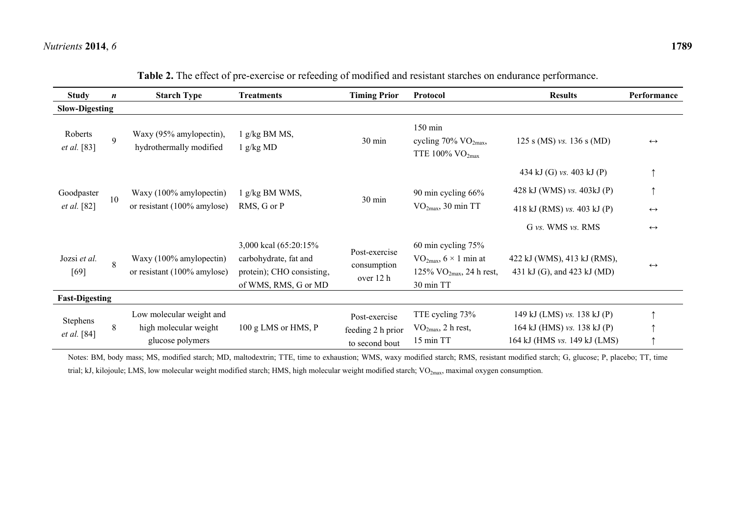**Table 2.** The effect of pre-exercise or refeeding of modified and resistant starches on endurance performance.

| Study | *n* | Starch Type | Treatments | Timing Prior | Protocol | Results | Performance |
|---|---|---|---|---|---|---|---|
| **Slow-Digesting** | | | | | | | |
| Roberts *et al.* [83] | 9 | Waxy (95% amylopectin), hydrothermally modified | 1 g/kg BM MS, 1 g/kg MD | 30 min | 150 min cycling 70% $VO_{2max}$, TTE 100% $VO_{2max}$ | 125 s (MS) *vs.* 136 s (MD) | ↔ |
| Goodpaster *et al.* [82] | 10 | Waxy (100% amylopectin) or resistant (100% amylose) | 1 g/kg BM WMS, RMS, G or P | 30 min | 90 min cycling 66% $VO_{2max}$, 30 min TT | 434 kJ (G) *vs.* 403 kJ (P) | ↑ |
| | | | | | | 428 kJ (WMS) *vs.* 403kJ (P) | ↑ |
| | | | | | | 418 kJ (RMS) *vs.* 403 kJ (P) | ↔ |
| | | | | | | G *vs.* WMS *vs.* RMS | ↔ |
| Jozsi *et al.* [69] | 8 | Waxy (100% amylopectin) or resistant (100% amylose) | 3,000 kcal (65:20:15% carbohydrate, fat and protein); CHO consisting, of WMS, RMS, G or MD | Post-exercise consumption over 12 h | 60 min cycling 75% $VO_{2max}$, 6 × 1 min at 125% $VO_{2max}$, 24 h rest, 30 min TT | 422 kJ (WMS), 413 kJ (RMS), 431 kJ (G), and 423 kJ (MD) | ↔ |
| **Fast-Digesting** | | | | | | | |
| Stephens *et al.* [84] | 8 | Low molecular weight and high molecular weight glucose polymers | 100 g LMS or HMS, P | Post-exercise feeding 2 h prior to second bout | TTE cycling 73% $VO_{2max}$, 2 h rest, 15 min TT | 149 kJ (LMS) *vs.* 138 kJ (P) | ↑ |
| | | | | | | 164 kJ (HMS) *vs.* 138 kJ (P) | ↑ |
| | | | | | | 164 kJ (HMS *vs.* 149 kJ (LMS) | ↑ |

Notes: BM, body mass; MS, modified starch; MD, maltodextrin; TTE, time to exhaustion; WMS, waxy modified starch; RMS, resistant modified starch; G, glucose; P, placebo; TT, time trial; kJ, kilojoule; LMS, low molecular weight modified starch; HMS, high molecular weight modified starch; $VO_{2max}$, maximal oxygen consumption.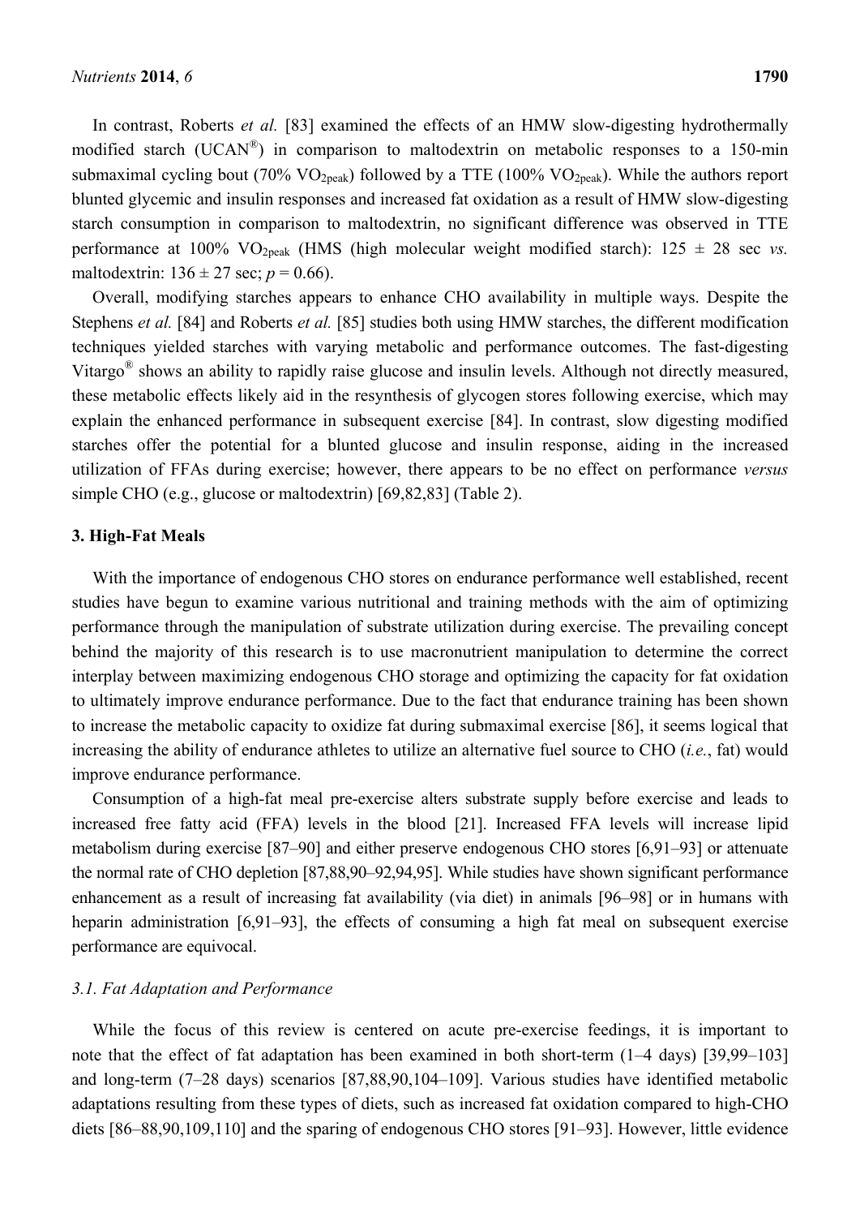In contrast, Roberts *et al.* [83] examined the effects of an HMW slow-digesting hydrothermally modified starch (UCAN®) in comparison to maltodextrin on metabolic responses to a 150-min submaximal cycling bout (70% $VO_{2peak}$) followed by a TTE (100% $VO_{2peak}$). While the authors report blunted glycemic and insulin responses and increased fat oxidation as a result of HMW slow-digesting starch consumption in comparison to maltodextrin, no significant difference was observed in TTE performance at 100% $VO_{2peak}$ (HMS (high molecular weight modified starch): 125 ± 28 sec *vs.* maltodextrin: 136 ± 27 sec; $p = 0.66$).

Overall, modifying starches appears to enhance CHO availability in multiple ways. Despite the Stephens *et al.* [84] and Roberts *et al.* [85] studies both using HMW starches, the different modification techniques yielded starches with varying metabolic and performance outcomes. The fast-digesting Vitargo® shows an ability to rapidly raise glucose and insulin levels. Although not directly measured, these metabolic effects likely aid in the resynthesis of glycogen stores following exercise, which may explain the enhanced performance in subsequent exercise [84]. In contrast, slow digesting modified starches offer the potential for a blunted glucose and insulin response, aiding in the increased utilization of FFAs during exercise; however, there appears to be no effect on performance *versus* simple CHO (e.g., glucose or maltodextrin) [69,82,83] (Table 2).

## 3. High-Fat Meals

With the importance of endogenous CHO stores on endurance performance well established, recent studies have begun to examine various nutritional and training methods with the aim of optimizing performance through the manipulation of substrate utilization during exercise. The prevailing concept behind the majority of this research is to use macronutrient manipulation to determine the correct interplay between maximizing endogenous CHO storage and optimizing the capacity for fat oxidation to ultimately improve endurance performance. Due to the fact that endurance training has been shown to increase the metabolic capacity to oxidize fat during submaximal exercise [86], it seems logical that increasing the ability of endurance athletes to utilize an alternative fuel source to CHO (*i.e.*, fat) would improve endurance performance.

Consumption of a high-fat meal pre-exercise alters substrate supply before exercise and leads to increased free fatty acid (FFA) levels in the blood [21]. Increased FFA levels will increase lipid metabolism during exercise [87–90] and either preserve endogenous CHO stores [6,91–93] or attenuate the normal rate of CHO depletion [87,88,90–92,94,95]. While studies have shown significant performance enhancement as a result of increasing fat availability (via diet) in animals [96–98] or in humans with heparin administration [6,91–93], the effects of consuming a high fat meal on subsequent exercise performance are equivocal.

### *3.1. Fat Adaptation and Performance*

While the focus of this review is centered on acute pre-exercise feedings, it is important to note that the effect of fat adaptation has been examined in both short-term (1–4 days) [39,99–103] and long-term (7–28 days) scenarios [87,88,90,104–109]. Various studies have identified metabolic adaptations resulting from these types of diets, such as increased fat oxidation compared to high-CHO diets [86–88,90,109,110] and the sparing of endogenous CHO stores [91–93]. However, little evidence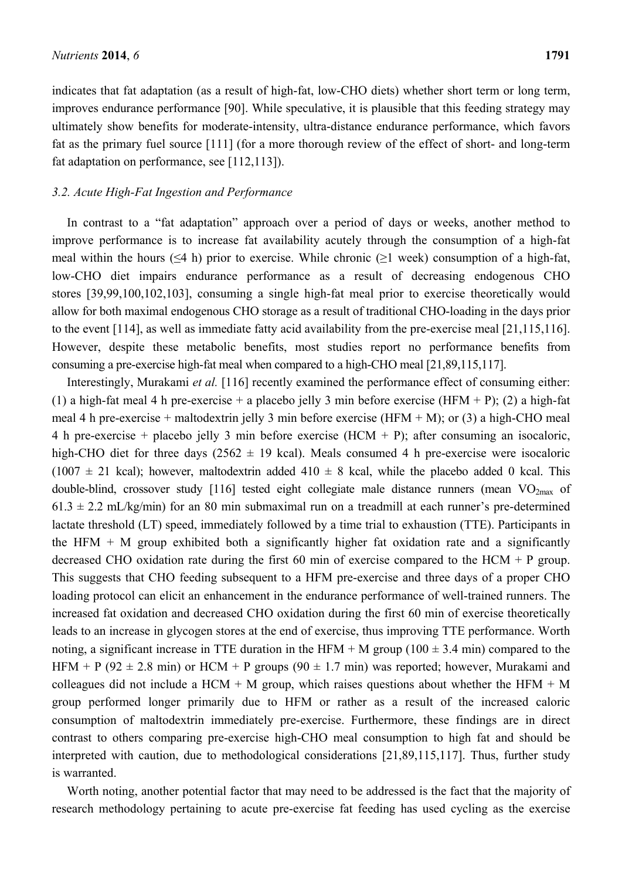indicates that fat adaptation (as a result of high-fat, low-CHO diets) whether short term or long term, improves endurance performance [90]. While speculative, it is plausible that this feeding strategy may ultimately show benefits for moderate-intensity, ultra-distance endurance performance, which favors fat as the primary fuel source [111] (for a more thorough review of the effect of short- and long-term fat adaptation on performance, see [112,113]).

### 3.2. Acute High-Fat Ingestion and Performance

In contrast to a "fat adaptation" approach over a period of days or weeks, another method to improve performance is to increase fat availability acutely through the consumption of a high-fat meal within the hours (≤4 h) prior to exercise. While chronic (≥1 week) consumption of a high-fat, low-CHO diet impairs endurance performance as a result of decreasing endogenous CHO stores [39,99,100,102,103], consuming a single high-fat meal prior to exercise theoretically would allow for both maximal endogenous CHO storage as a result of traditional CHO-loading in the days prior to the event [114], as well as immediate fatty acid availability from the pre-exercise meal [21,115,116]. However, despite these metabolic benefits, most studies report no performance benefits from consuming a pre-exercise high-fat meal when compared to a high-CHO meal [21,89,115,117].

Interestingly, Murakami *et al.* [116] recently examined the performance effect of consuming either: (1) a high-fat meal 4 h pre-exercise + a placebo jelly 3 min before exercise (HFM + P); (2) a high-fat meal 4 h pre-exercise + maltodextrin jelly 3 min before exercise (HFM + M); or (3) a high-CHO meal 4 h pre-exercise + placebo jelly 3 min before exercise (HCM + P); after consuming an isocaloric, high-CHO diet for three days (2562 ± 19 kcal). Meals consumed 4 h pre-exercise were isocaloric (1007 ± 21 kcal); however, maltodextrin added 410 ± 8 kcal, while the placebo added 0 kcal. This double-blind, crossover study [116] tested eight collegiate male distance runners (mean $VO_{2max}$ of 61.3 ± 2.2 mL/kg/min) for an 80 min submaximal run on a treadmill at each runner's pre-determined lactate threshold (LT) speed, immediately followed by a time trial to exhaustion (TTE). Participants in the HFM + M group exhibited both a significantly higher fat oxidation rate and a significantly decreased CHO oxidation rate during the first 60 min of exercise compared to the HCM + P group. This suggests that CHO feeding subsequent to a HFM pre-exercise and three days of a proper CHO loading protocol can elicit an enhancement in the endurance performance of well-trained runners. The increased fat oxidation and decreased CHO oxidation during the first 60 min of exercise theoretically leads to an increase in glycogen stores at the end of exercise, thus improving TTE performance. Worth noting, a significant increase in TTE duration in the HFM + M group (100 ± 3.4 min) compared to the HFM + P (92 ± 2.8 min) or HCM + P groups (90 ± 1.7 min) was reported; however, Murakami and colleagues did not include a HCM + M group, which raises questions about whether the HFM + M group performed longer primarily due to HFM or rather as a result of the increased caloric consumption of maltodextrin immediately pre-exercise. Furthermore, these findings are in direct contrast to others comparing pre-exercise high-CHO meal consumption to high fat and should be interpreted with caution, due to methodological considerations [21,89,115,117]. Thus, further study is warranted.

Worth noting, another potential factor that may need to be addressed is the fact that the majority of research methodology pertaining to acute pre-exercise fat feeding has used cycling as the exercise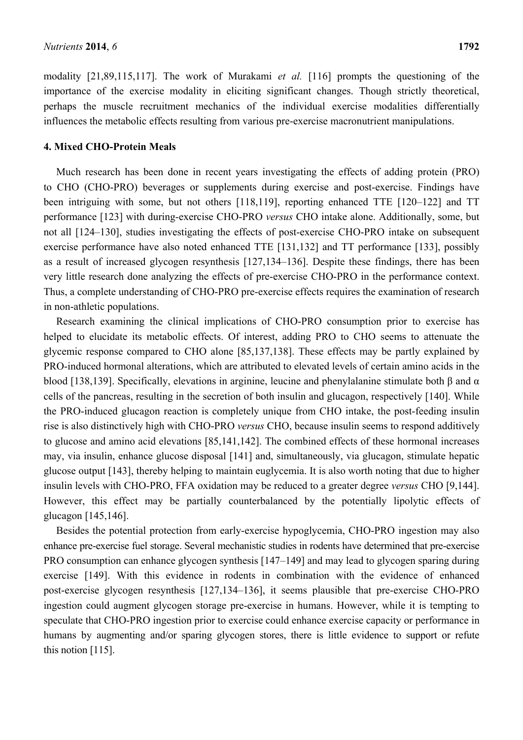modality [21,89,115,117]. The work of Murakami *et al.* [116] prompts the questioning of the importance of the exercise modality in eliciting significant changes. Though strictly theoretical, perhaps the muscle recruitment mechanics of the individual exercise modalities differentially influences the metabolic effects resulting from various pre-exercise macronutrient manipulations.

## 4. Mixed CHO-Protein Meals

Much research has been done in recent years investigating the effects of adding protein (PRO) to CHO (CHO-PRO) beverages or supplements during exercise and post-exercise. Findings have been intriguing with some, but not others [118,119], reporting enhanced TTE [120–122] and TT performance [123] with during-exercise CHO-PRO *versus* CHO intake alone. Additionally, some, but not all [124–130], studies investigating the effects of post-exercise CHO-PRO intake on subsequent exercise performance have also noted enhanced TTE [131,132] and TT performance [133], possibly as a result of increased glycogen resynthesis [127,134–136]. Despite these findings, there has been very little research done analyzing the effects of pre-exercise CHO-PRO in the performance context. Thus, a complete understanding of CHO-PRO pre-exercise effects requires the examination of research in non-athletic populations.

Research examining the clinical implications of CHO-PRO consumption prior to exercise has helped to elucidate its metabolic effects. Of interest, adding PRO to CHO seems to attenuate the glycemic response compared to CHO alone [85,137,138]. These effects may be partly explained by PRO-induced hormonal alterations, which are attributed to elevated levels of certain amino acids in the blood [138,139]. Specifically, elevations in arginine, leucine and phenylalanine stimulate both β and α cells of the pancreas, resulting in the secretion of both insulin and glucagon, respectively [140]. While the PRO-induced glucagon reaction is completely unique from CHO intake, the post-feeding insulin rise is also distinctively high with CHO-PRO *versus* CHO, because insulin seems to respond additively to glucose and amino acid elevations [85,141,142]. The combined effects of these hormonal increases may, via insulin, enhance glucose disposal [141] and, simultaneously, via glucagon, stimulate hepatic glucose output [143], thereby helping to maintain euglycemia. It is also worth noting that due to higher insulin levels with CHO-PRO, FFA oxidation may be reduced to a greater degree *versus* CHO [9,144]. However, this effect may be partially counterbalanced by the potentially lipolytic effects of glucagon [145,146].

Besides the potential protection from early-exercise hypoglycemia, CHO-PRO ingestion may also enhance pre-exercise fuel storage. Several mechanistic studies in rodents have determined that pre-exercise PRO consumption can enhance glycogen synthesis [147–149] and may lead to glycogen sparing during exercise [149]. With this evidence in rodents in combination with the evidence of enhanced post-exercise glycogen resynthesis [127,134–136], it seems plausible that pre-exercise CHO-PRO ingestion could augment glycogen storage pre-exercise in humans. However, while it is tempting to speculate that CHO-PRO ingestion prior to exercise could enhance exercise capacity or performance in humans by augmenting and/or sparing glycogen stores, there is little evidence to support or refute this notion [115].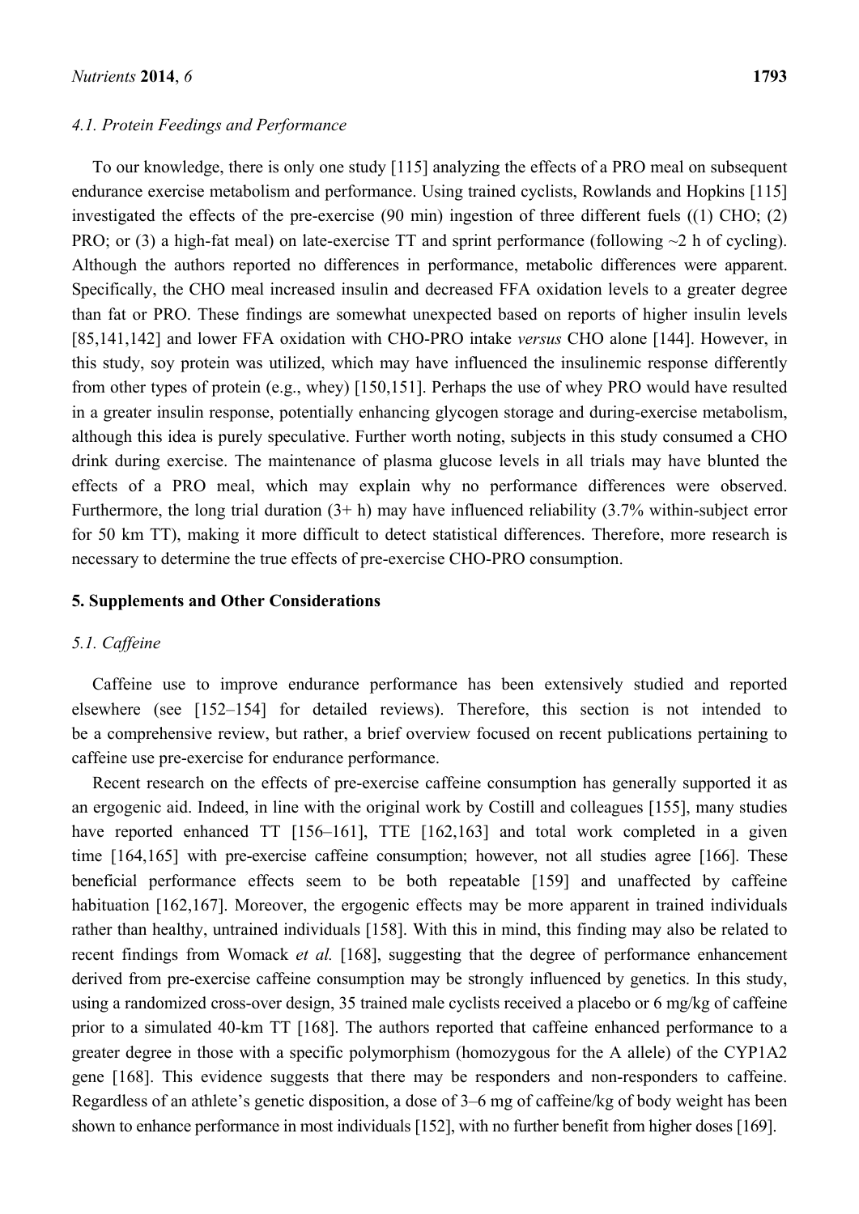### *4.1. Protein Feedings and Performance*

To our knowledge, there is only one study [115] analyzing the effects of a PRO meal on subsequent endurance exercise metabolism and performance. Using trained cyclists, Rowlands and Hopkins [115] investigated the effects of the pre-exercise (90 min) ingestion of three different fuels ((1) CHO; (2) PRO; or (3) a high-fat meal) on late-exercise TT and sprint performance (following ~2 h of cycling). Although the authors reported no differences in performance, metabolic differences were apparent. Specifically, the CHO meal increased insulin and decreased FFA oxidation levels to a greater degree than fat or PRO. These findings are somewhat unexpected based on reports of higher insulin levels [85,141,142] and lower FFA oxidation with CHO-PRO intake *versus* CHO alone [144]. However, in this study, soy protein was utilized, which may have influenced the insulinemic response differently from other types of protein (e.g., whey) [150,151]. Perhaps the use of whey PRO would have resulted in a greater insulin response, potentially enhancing glycogen storage and during-exercise metabolism, although this idea is purely speculative. Further worth noting, subjects in this study consumed a CHO drink during exercise. The maintenance of plasma glucose levels in all trials may have blunted the effects of a PRO meal, which may explain why no performance differences were observed. Furthermore, the long trial duration (3+ h) may have influenced reliability (3.7% within-subject error for 50 km TT), making it more difficult to detect statistical differences. Therefore, more research is necessary to determine the true effects of pre-exercise CHO-PRO consumption.

## 5. Supplements and Other Considerations

### *5.1. Caffeine*

Caffeine use to improve endurance performance has been extensively studied and reported elsewhere (see [152–154] for detailed reviews). Therefore, this section is not intended to be a comprehensive review, but rather, a brief overview focused on recent publications pertaining to caffeine use pre-exercise for endurance performance.

Recent research on the effects of pre-exercise caffeine consumption has generally supported it as an ergogenic aid. Indeed, in line with the original work by Costill and colleagues [155], many studies have reported enhanced TT [156–161], TTE [162,163] and total work completed in a given time [164,165] with pre-exercise caffeine consumption; however, not all studies agree [166]. These beneficial performance effects seem to be both repeatable [159] and unaffected by caffeine habituation [162,167]. Moreover, the ergogenic effects may be more apparent in trained individuals rather than healthy, untrained individuals [158]. With this in mind, this finding may also be related to recent findings from Womack *et al.* [168], suggesting that the degree of performance enhancement derived from pre-exercise caffeine consumption may be strongly influenced by genetics. In this study, using a randomized cross-over design, 35 trained male cyclists received a placebo or 6 mg/kg of caffeine prior to a simulated 40-km TT [168]. The authors reported that caffeine enhanced performance to a greater degree in those with a specific polymorphism (homozygous for the A allele) of the CYP1A2 gene [168]. This evidence suggests that there may be responders and non-responders to caffeine. Regardless of an athlete's genetic disposition, a dose of 3–6 mg of caffeine/kg of body weight has been shown to enhance performance in most individuals [152], with no further benefit from higher doses [169].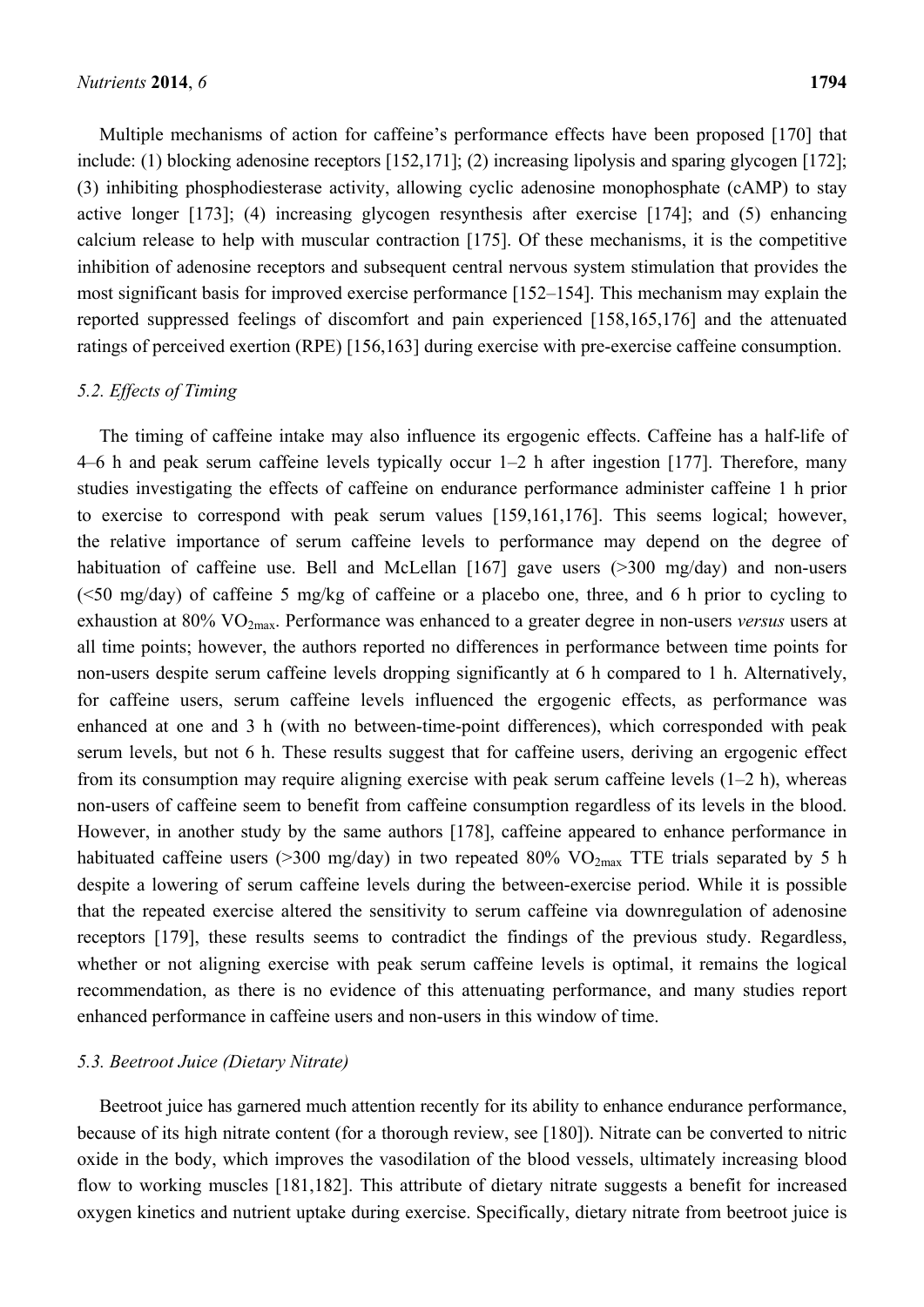Multiple mechanisms of action for caffeine's performance effects have been proposed [170] that include: (1) blocking adenosine receptors [152,171]; (2) increasing lipolysis and sparing glycogen [172]; (3) inhibiting phosphodiesterase activity, allowing cyclic adenosine monophosphate (cAMP) to stay active longer [173]; (4) increasing glycogen resynthesis after exercise [174]; and (5) enhancing calcium release to help with muscular contraction [175]. Of these mechanisms, it is the competitive inhibition of adenosine receptors and subsequent central nervous system stimulation that provides the most significant basis for improved exercise performance [152–154]. This mechanism may explain the reported suppressed feelings of discomfort and pain experienced [158,165,176] and the attenuated ratings of perceived exertion (RPE) [156,163] during exercise with pre-exercise caffeine consumption.

### *5.2. Effects of Timing*

The timing of caffeine intake may also influence its ergogenic effects. Caffeine has a half-life of 4–6 h and peak serum caffeine levels typically occur 1–2 h after ingestion [177]. Therefore, many studies investigating the effects of caffeine on endurance performance administer caffeine 1 h prior to exercise to correspond with peak serum values [159,161,176]. This seems logical; however, the relative importance of serum caffeine levels to performance may depend on the degree of habituation of caffeine use. Bell and McLellan [167] gave users (>300 mg/day) and non-users (<50 mg/day) of caffeine 5 mg/kg of caffeine or a placebo one, three, and 6 h prior to cycling to exhaustion at 80% $VO_{2max}$. Performance was enhanced to a greater degree in non-users *versus* users at all time points; however, the authors reported no differences in performance between time points for non-users despite serum caffeine levels dropping significantly at 6 h compared to 1 h. Alternatively, for caffeine users, serum caffeine levels influenced the ergogenic effects, as performance was enhanced at one and 3 h (with no between-time-point differences), which corresponded with peak serum levels, but not 6 h. These results suggest that for caffeine users, deriving an ergogenic effect from its consumption may require aligning exercise with peak serum caffeine levels (1–2 h), whereas non-users of caffeine seem to benefit from caffeine consumption regardless of its levels in the blood. However, in another study by the same authors [178], caffeine appeared to enhance performance in habituated caffeine users (>300 mg/day) in two repeated 80% $VO_{2max}$ TTE trials separated by 5 h despite a lowering of serum caffeine levels during the between-exercise period. While it is possible that the repeated exercise altered the sensitivity to serum caffeine via downregulation of adenosine receptors [179], these results seems to contradict the findings of the previous study. Regardless, whether or not aligning exercise with peak serum caffeine levels is optimal, it remains the logical recommendation, as there is no evidence of this attenuating performance, and many studies report enhanced performance in caffeine users and non-users in this window of time.

### *5.3. Beetroot Juice (Dietary Nitrate)*

Beetroot juice has garnered much attention recently for its ability to enhance endurance performance, because of its high nitrate content (for a thorough review, see [180]). Nitrate can be converted to nitric oxide in the body, which improves the vasodilation of the blood vessels, ultimately increasing blood flow to working muscles [181,182]. This attribute of dietary nitrate suggests a benefit for increased oxygen kinetics and nutrient uptake during exercise. Specifically, dietary nitrate from beetroot juice is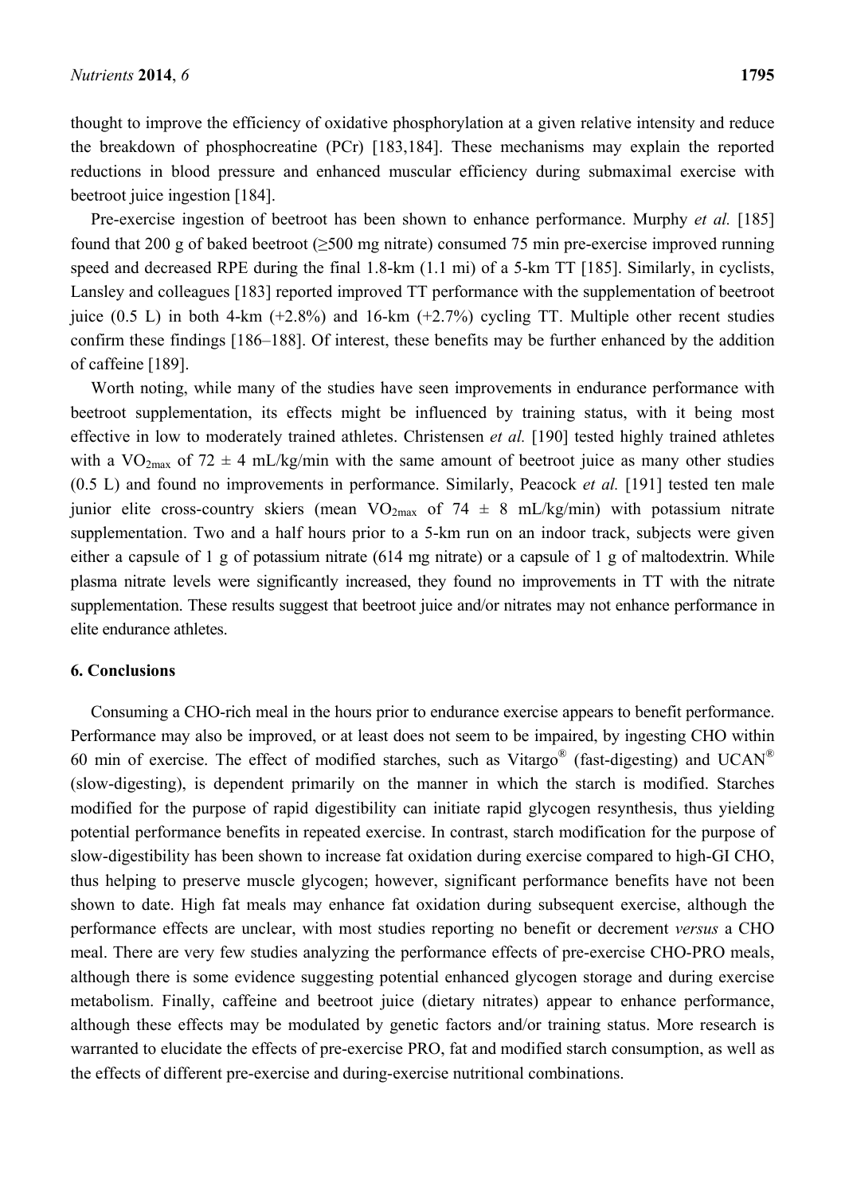thought to improve the efficiency of oxidative phosphorylation at a given relative intensity and reduce the breakdown of phosphocreatine (PCr) [183,184]. These mechanisms may explain the reported reductions in blood pressure and enhanced muscular efficiency during submaximal exercise with beetroot juice ingestion [184].

Pre-exercise ingestion of beetroot has been shown to enhance performance. Murphy *et al.* [185] found that 200 g of baked beetroot (≥500 mg nitrate) consumed 75 min pre-exercise improved running speed and decreased RPE during the final 1.8-km (1.1 mi) of a 5-km TT [185]. Similarly, in cyclists, Lansley and colleagues [183] reported improved TT performance with the supplementation of beetroot juice (0.5 L) in both 4-km (+2.8%) and 16-km (+2.7%) cycling TT. Multiple other recent studies confirm these findings [186–188]. Of interest, these benefits may be further enhanced by the addition of caffeine [189].

Worth noting, while many of the studies have seen improvements in endurance performance with beetroot supplementation, its effects might be influenced by training status, with it being most effective in low to moderately trained athletes. Christensen *et al.* [190] tested highly trained athletes with a $VO_{2max}$ of 72 ± 4 mL/kg/min with the same amount of beetroot juice as many other studies (0.5 L) and found no improvements in performance. Similarly, Peacock *et al.* [191] tested ten male junior elite cross-country skiers (mean $VO_{2max}$ of 74 ± 8 mL/kg/min) with potassium nitrate supplementation. Two and a half hours prior to a 5-km run on an indoor track, subjects were given either a capsule of 1 g of potassium nitrate (614 mg nitrate) or a capsule of 1 g of maltodextrin. While plasma nitrate levels were significantly increased, they found no improvements in TT with the nitrate supplementation. These results suggest that beetroot juice and/or nitrates may not enhance performance in elite endurance athletes.

## 6. Conclusions

Consuming a CHO-rich meal in the hours prior to endurance exercise appears to benefit performance. Performance may also be improved, or at least does not seem to be impaired, by ingesting CHO within 60 min of exercise. The effect of modified starches, such as Vitargo® (fast-digesting) and UCAN® (slow-digesting), is dependent primarily on the manner in which the starch is modified. Starches modified for the purpose of rapid digestibility can initiate rapid glycogen resynthesis, thus yielding potential performance benefits in repeated exercise. In contrast, starch modification for the purpose of slow-digestibility has been shown to increase fat oxidation during exercise compared to high-GI CHO, thus helping to preserve muscle glycogen; however, significant performance benefits have not been shown to date. High fat meals may enhance fat oxidation during subsequent exercise, although the performance effects are unclear, with most studies reporting no benefit or decrement *versus* a CHO meal. There are very few studies analyzing the performance effects of pre-exercise CHO-PRO meals, although there is some evidence suggesting potential enhanced glycogen storage and during exercise metabolism. Finally, caffeine and beetroot juice (dietary nitrates) appear to enhance performance, although these effects may be modulated by genetic factors and/or training status. More research is warranted to elucidate the effects of pre-exercise PRO, fat and modified starch consumption, as well as the effects of different pre-exercise and during-exercise nutritional combinations.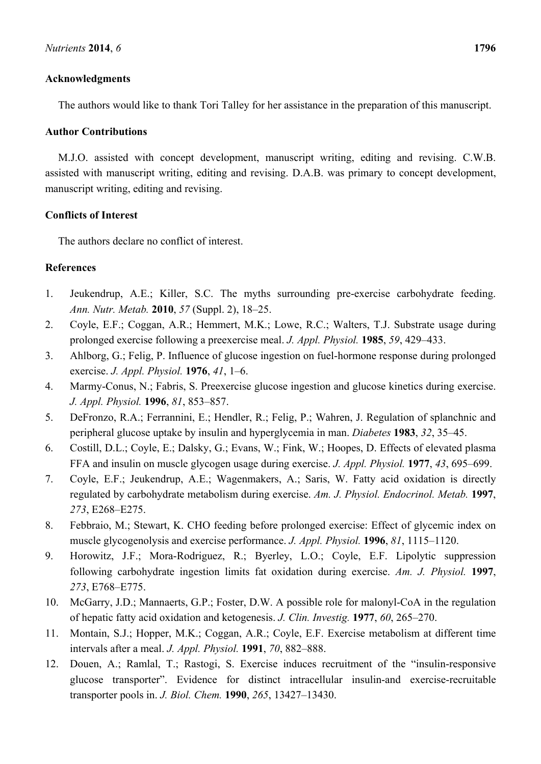## Acknowledgments

The authors would like to thank Tori Talley for her assistance in the preparation of this manuscript.

## Author Contributions

M.J.O. assisted with concept development, manuscript writing, editing and revising. C.W.B. assisted with manuscript writing, editing and revising. D.A.B. was primary to concept development, manuscript writing, editing and revising.

## Conflicts of Interest

The authors declare no conflict of interest.

## References

1. Jeukendrup, A.E.; Killer, S.C. The myths surrounding pre-exercise carbohydrate feeding. *Ann. Nutr. Metab.* **2010**, *57* (Suppl. 2), 18–25.
2. Coyle, E.F.; Coggan, A.R.; Hemmert, M.K.; Lowe, R.C.; Walters, T.J. Substrate usage during prolonged exercise following a preexercise meal. *J. Appl. Physiol.* **1985**, *59*, 429–433.
3. Ahlborg, G.; Felig, P. Influence of glucose ingestion on fuel-hormone response during prolonged exercise. *J. Appl. Physiol.* **1976**, *41*, 1–6.
4. Marmy-Conus, N.; Fabris, S. Preexercise glucose ingestion and glucose kinetics during exercise. *J. Appl. Physiol.* **1996**, *81*, 853–857.
5. DeFronzo, R.A.; Ferrannini, E.; Hendler, R.; Felig, P.; Wahren, J. Regulation of splanchnic and peripheral glucose uptake by insulin and hyperglycemia in man. *Diabetes* **1983**, *32*, 35–45.
6. Costill, D.L.; Coyle, E.; Dalsky, G.; Evans, W.; Fink, W.; Hoopes, D. Effects of elevated plasma FFA and insulin on muscle glycogen usage during exercise. *J. Appl. Physiol.* **1977**, *43*, 695–699.
7. Coyle, E.F.; Jeukendrup, A.E.; Wagenmakers, A.; Saris, W. Fatty acid oxidation is directly regulated by carbohydrate metabolism during exercise. *Am. J. Physiol. Endocrinol. Metab.* **1997**, *273*, E268–E275.
8. Febbraio, M.; Stewart, K. CHO feeding before prolonged exercise: Effect of glycemic index on muscle glycogenolysis and exercise performance. *J. Appl. Physiol.* **1996**, *81*, 1115–1120.
9. Horowitz, J.F.; Mora-Rodriguez, R.; Byerley, L.O.; Coyle, E.F. Lipolytic suppression following carbohydrate ingestion limits fat oxidation during exercise. *Am. J. Physiol.* **1997**, *273*, E768–E775.
10. McGarry, J.D.; Mannaerts, G.P.; Foster, D.W. A possible role for malonyl-CoA in the regulation of hepatic fatty acid oxidation and ketogenesis. *J. Clin. Investig.* **1977**, *60*, 265–270.
11. Montain, S.J.; Hopper, M.K.; Coggan, A.R.; Coyle, E.F. Exercise metabolism at different time intervals after a meal. *J. Appl. Physiol.* **1991**, *70*, 882–888.
12. Douen, A.; Ramlal, T.; Rastogi, S. Exercise induces recruitment of the "insulin-responsive glucose transporter". Evidence for distinct intracellular insulin-and exercise-recruitable transporter pools in. *J. Biol. Chem.* **1990**, *265*, 13427–13430.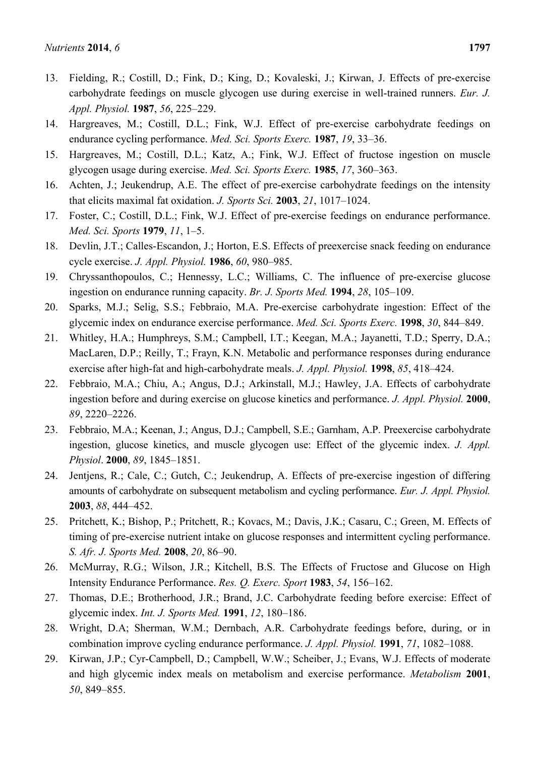13. Fielding, R.; Costill, D.; Fink, D.; King, D.; Kovaleski, J.; Kirwan, J. Effects of pre-exercise carbohydrate feedings on muscle glycogen use during exercise in well-trained runners. *Eur. J. Appl. Physiol.* **1987**, *56*, 225–229.
14. Hargreaves, M.; Costill, D.L.; Fink, W.J. Effect of pre-exercise carbohydrate feedings on endurance cycling performance. *Med. Sci. Sports Exerc.* **1987**, *19*, 33–36.
15. Hargreaves, M.; Costill, D.L.; Katz, A.; Fink, W.J. Effect of fructose ingestion on muscle glycogen usage during exercise. *Med. Sci. Sports Exerc.* **1985**, *17*, 360–363.
16. Achten, J.; Jeukendrup, A.E. The effect of pre-exercise carbohydrate feedings on the intensity that elicits maximal fat oxidation. *J. Sports Sci.* **2003**, *21*, 1017–1024.
17. Foster, C.; Costill, D.L.; Fink, W.J. Effect of pre-exercise feedings on endurance performance. *Med. Sci. Sports* **1979**, *11*, 1–5.
18. Devlin, J.T.; Calles-Escandon, J.; Horton, E.S. Effects of preexercise snack feeding on endurance cycle exercise. *J. Appl. Physiol.* **1986**, *60*, 980–985.
19. Chryssanthopoulos, C.; Hennessy, L.C.; Williams, C. The influence of pre-exercise glucose ingestion on endurance running capacity. *Br. J. Sports Med.* **1994**, *28*, 105–109.
20. Sparks, M.J.; Selig, S.S.; Febbraio, M.A. Pre-exercise carbohydrate ingestion: Effect of the glycemic index on endurance exercise performance. *Med. Sci. Sports Exerc.* **1998**, *30*, 844–849.
21. Whitley, H.A.; Humphreys, S.M.; Campbell, I.T.; Keegan, M.A.; Jayanetti, T.D.; Sperry, D.A.; MacLaren, D.P.; Reilly, T.; Frayn, K.N. Metabolic and performance responses during endurance exercise after high-fat and high-carbohydrate meals. *J. Appl. Physiol.* **1998**, *85*, 418–424.
22. Febbraio, M.A.; Chiu, A.; Angus, D.J.; Arkinstall, M.J.; Hawley, J.A. Effects of carbohydrate ingestion before and during exercise on glucose kinetics and performance. *J. Appl. Physiol.* **2000**, *89*, 2220–2226.
23. Febbraio, M.A.; Keenan, J.; Angus, D.J.; Campbell, S.E.; Garnham, A.P. Preexercise carbohydrate ingestion, glucose kinetics, and muscle glycogen use: Effect of the glycemic index. *J. Appl. Physiol*. **2000**, *89*, 1845–1851.
24. Jentjens, R.; Cale, C.; Gutch, C.; Jeukendrup, A. Effects of pre-exercise ingestion of differing amounts of carbohydrate on subsequent metabolism and cycling performance. *Eur. J. Appl. Physiol.* **2003**, *88*, 444–452.
25. Pritchett, K.; Bishop, P.; Pritchett, R.; Kovacs, M.; Davis, J.K.; Casaru, C.; Green, M. Effects of timing of pre-exercise nutrient intake on glucose responses and intermittent cycling performance. *S. Afr. J. Sports Med.* **2008**, *20*, 86–90.
26. McMurray, R.G.; Wilson, J.R.; Kitchell, B.S. The Effects of Fructose and Glucose on High Intensity Endurance Performance. *Res. Q. Exerc. Sport* **1983**, *54*, 156–162.
27. Thomas, D.E.; Brotherhood, J.R.; Brand, J.C. Carbohydrate feeding before exercise: Effect of glycemic index. *Int. J. Sports Med.* **1991**, *12*, 180–186.
28. Wright, D.A; Sherman, W.M.; Dernbach, A.R. Carbohydrate feedings before, during, or in combination improve cycling endurance performance. *J. Appl. Physiol.* **1991**, *71*, 1082–1088.
29. Kirwan, J.P.; Cyr-Campbell, D.; Campbell, W.W.; Scheiber, J.; Evans, W.J. Effects of moderate and high glycemic index meals on metabolism and exercise performance. *Metabolism* **2001**, *50*, 849–855.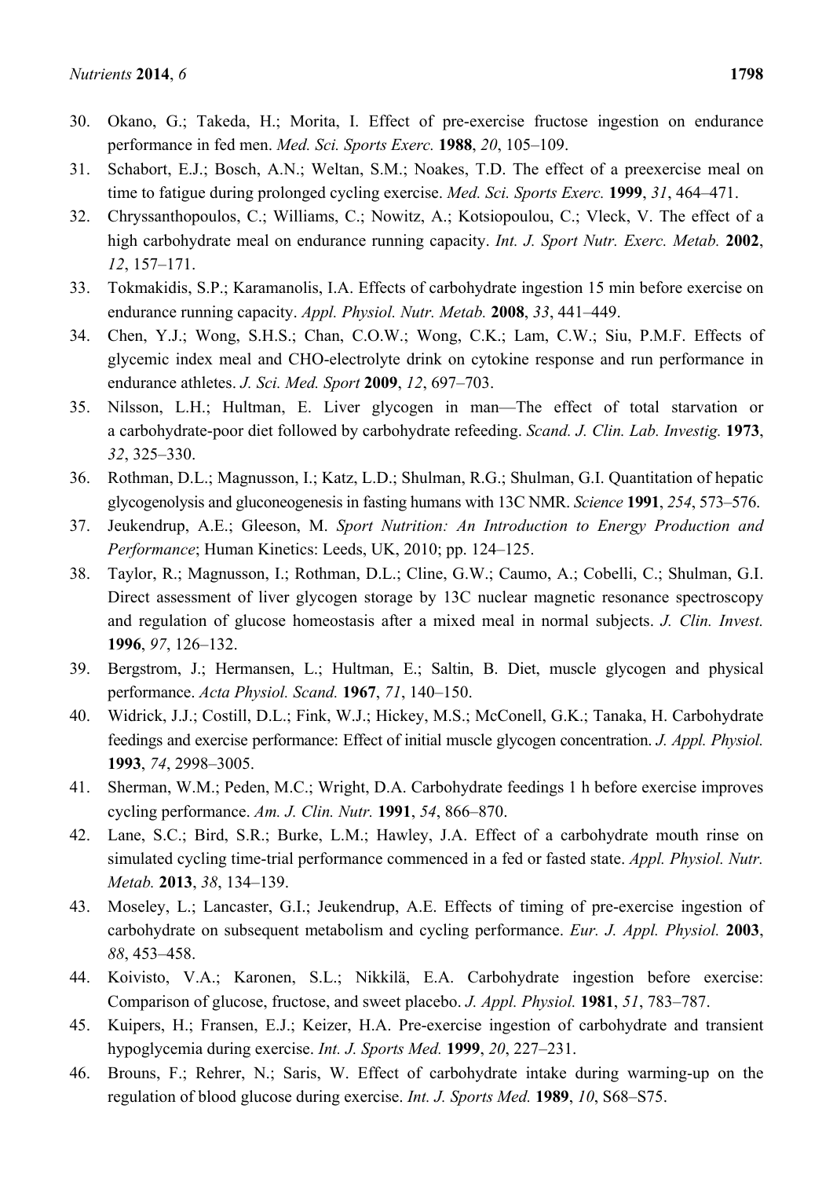30. Okano, G.; Takeda, H.; Morita, I. Effect of pre-exercise fructose ingestion on endurance performance in fed men. *Med. Sci. Sports Exerc.* **1988**, *20*, 105–109.
31. Schabort, E.J.; Bosch, A.N.; Weltan, S.M.; Noakes, T.D. The effect of a preexercise meal on time to fatigue during prolonged cycling exercise. *Med. Sci. Sports Exerc.* **1999**, *31*, 464–471.
32. Chryssanthopoulos, C.; Williams, C.; Nowitz, A.; Kotsiopoulou, C.; Vleck, V. The effect of a high carbohydrate meal on endurance running capacity. *Int. J. Sport Nutr. Exerc. Metab.* **2002**, *12*, 157–171.
33. Tokmakidis, S.P.; Karamanolis, I.A. Effects of carbohydrate ingestion 15 min before exercise on endurance running capacity. *Appl. Physiol. Nutr. Metab.* **2008**, *33*, 441–449.
34. Chen, Y.J.; Wong, S.H.S.; Chan, C.O.W.; Wong, C.K.; Lam, C.W.; Siu, P.M.F. Effects of glycemic index meal and CHO-electrolyte drink on cytokine response and run performance in endurance athletes. *J. Sci. Med. Sport* **2009**, *12*, 697–703.
35. Nilsson, L.H.; Hultman, E. Liver glycogen in man—The effect of total starvation or a carbohydrate-poor diet followed by carbohydrate refeeding. *Scand. J. Clin. Lab. Investig.* **1973**, *32*, 325–330.
36. Rothman, D.L.; Magnusson, I.; Katz, L.D.; Shulman, R.G.; Shulman, G.I. Quantitation of hepatic glycogenolysis and gluconeogenesis in fasting humans with 13C NMR. *Science* **1991**, *254*, 573–576.
37. Jeukendrup, A.E.; Gleeson, M. *Sport Nutrition: An Introduction to Energy Production and Performance*; Human Kinetics: Leeds, UK, 2010; pp. 124–125.
38. Taylor, R.; Magnusson, I.; Rothman, D.L.; Cline, G.W.; Caumo, A.; Cobelli, C.; Shulman, G.I. Direct assessment of liver glycogen storage by 13C nuclear magnetic resonance spectroscopy and regulation of glucose homeostasis after a mixed meal in normal subjects. *J. Clin. Invest.* **1996**, *97*, 126–132.
39. Bergstrom, J.; Hermansen, L.; Hultman, E.; Saltin, B. Diet, muscle glycogen and physical performance. *Acta Physiol. Scand.* **1967**, *71*, 140–150.
40. Widrick, J.J.; Costill, D.L.; Fink, W.J.; Hickey, M.S.; McConell, G.K.; Tanaka, H. Carbohydrate feedings and exercise performance: Effect of initial muscle glycogen concentration. *J. Appl. Physiol.* **1993**, *74*, 2998–3005.
41. Sherman, W.M.; Peden, M.C.; Wright, D.A. Carbohydrate feedings 1 h before exercise improves cycling performance. *Am. J. Clin. Nutr.* **1991**, *54*, 866–870.
42. Lane, S.C.; Bird, S.R.; Burke, L.M.; Hawley, J.A. Effect of a carbohydrate mouth rinse on simulated cycling time-trial performance commenced in a fed or fasted state. *Appl. Physiol. Nutr. Metab.* **2013**, *38*, 134–139.
43. Moseley, L.; Lancaster, G.I.; Jeukendrup, A.E. Effects of timing of pre-exercise ingestion of carbohydrate on subsequent metabolism and cycling performance. *Eur. J. Appl. Physiol.* **2003**, *88*, 453–458.
44. Koivisto, V.A.; Karonen, S.L.; Nikkilä, E.A. Carbohydrate ingestion before exercise: Comparison of glucose, fructose, and sweet placebo. *J. Appl. Physiol.* **1981**, *51*, 783–787.
45. Kuipers, H.; Fransen, E.J.; Keizer, H.A. Pre-exercise ingestion of carbohydrate and transient hypoglycemia during exercise. *Int. J. Sports Med.* **1999**, *20*, 227–231.
46. Brouns, F.; Rehrer, N.; Saris, W. Effect of carbohydrate intake during warming-up on the regulation of blood glucose during exercise. *Int. J. Sports Med.* **1989**, *10*, S68–S75.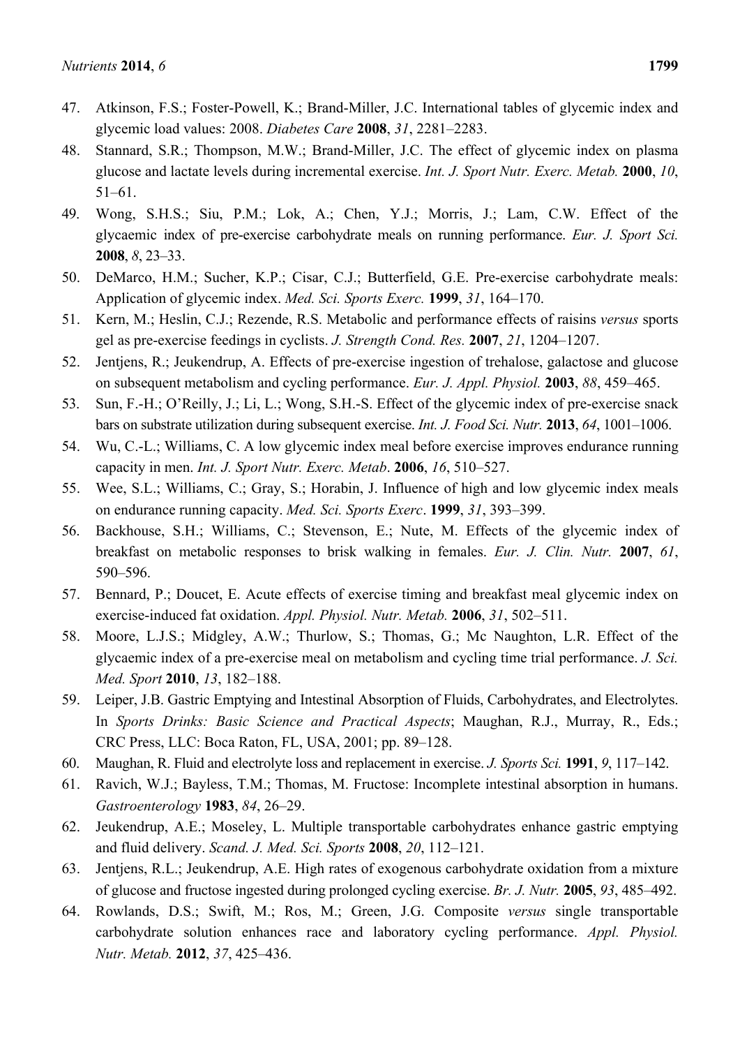47. Atkinson, F.S.; Foster-Powell, K.; Brand-Miller, J.C. International tables of glycemic index and glycemic load values: 2008. *Diabetes Care* **2008**, *31*, 2281–2283.
48. Stannard, S.R.; Thompson, M.W.; Brand-Miller, J.C. The effect of glycemic index on plasma glucose and lactate levels during incremental exercise. *Int. J. Sport Nutr. Exerc. Metab.* **2000**, *10*, 51–61.
49. Wong, S.H.S.; Siu, P.M.; Lok, A.; Chen, Y.J.; Morris, J.; Lam, C.W. Effect of the glycaemic index of pre-exercise carbohydrate meals on running performance. *Eur. J. Sport Sci.* **2008**, *8*, 23–33.
50. DeMarco, H.M.; Sucher, K.P.; Cisar, C.J.; Butterfield, G.E. Pre-exercise carbohydrate meals: Application of glycemic index. *Med. Sci. Sports Exerc.* **1999**, *31*, 164–170.
51. Kern, M.; Heslin, C.J.; Rezende, R.S. Metabolic and performance effects of raisins *versus* sports gel as pre-exercise feedings in cyclists. *J. Strength Cond. Res.* **2007**, *21*, 1204–1207.
52. Jentjens, R.; Jeukendrup, A. Effects of pre-exercise ingestion of trehalose, galactose and glucose on subsequent metabolism and cycling performance. *Eur. J. Appl. Physiol.* **2003**, *88*, 459–465.
53. Sun, F.-H.; O'Reilly, J.; Li, L.; Wong, S.H.-S. Effect of the glycemic index of pre-exercise snack bars on substrate utilization during subsequent exercise. *Int. J. Food Sci. Nutr.* **2013**, *64*, 1001–1006.
54. Wu, C.-L.; Williams, C. A low glycemic index meal before exercise improves endurance running capacity in men. *Int. J. Sport Nutr. Exerc. Metab*. **2006**, *16*, 510–527.
55. Wee, S.L.; Williams, C.; Gray, S.; Horabin, J. Influence of high and low glycemic index meals on endurance running capacity. *Med. Sci. Sports Exerc*. **1999**, *31*, 393–399.
56. Backhouse, S.H.; Williams, C.; Stevenson, E.; Nute, M. Effects of the glycemic index of breakfast on metabolic responses to brisk walking in females. *Eur. J. Clin. Nutr.* **2007**, *61*, 590–596.
57. Bennard, P.; Doucet, E. Acute effects of exercise timing and breakfast meal glycemic index on exercise-induced fat oxidation. *Appl. Physiol. Nutr. Metab.* **2006**, *31*, 502–511.
58. Moore, L.J.S.; Midgley, A.W.; Thurlow, S.; Thomas, G.; Mc Naughton, L.R. Effect of the glycaemic index of a pre-exercise meal on metabolism and cycling time trial performance. *J. Sci. Med. Sport* **2010**, *13*, 182–188.
59. Leiper, J.B. Gastric Emptying and Intestinal Absorption of Fluids, Carbohydrates, and Electrolytes. In *Sports Drinks: Basic Science and Practical Aspects*; Maughan, R.J., Murray, R., Eds.; CRC Press, LLC: Boca Raton, FL, USA, 2001; pp. 89–128.
60. Maughan, R. Fluid and electrolyte loss and replacement in exercise. *J. Sports Sci.* **1991**, *9*, 117–142.
61. Ravich, W.J.; Bayless, T.M.; Thomas, M. Fructose: Incomplete intestinal absorption in humans. *Gastroenterology* **1983**, *84*, 26–29.
62. Jeukendrup, A.E.; Moseley, L. Multiple transportable carbohydrates enhance gastric emptying and fluid delivery. *Scand. J. Med. Sci. Sports* **2008**, *20*, 112–121.
63. Jentjens, R.L.; Jeukendrup, A.E. High rates of exogenous carbohydrate oxidation from a mixture of glucose and fructose ingested during prolonged cycling exercise. *Br. J. Nutr.* **2005**, *93*, 485–492.
64. Rowlands, D.S.; Swift, M.; Ros, M.; Green, J.G. Composite *versus* single transportable carbohydrate solution enhances race and laboratory cycling performance. *Appl. Physiol. Nutr. Metab.* **2012**, *37*, 425–436.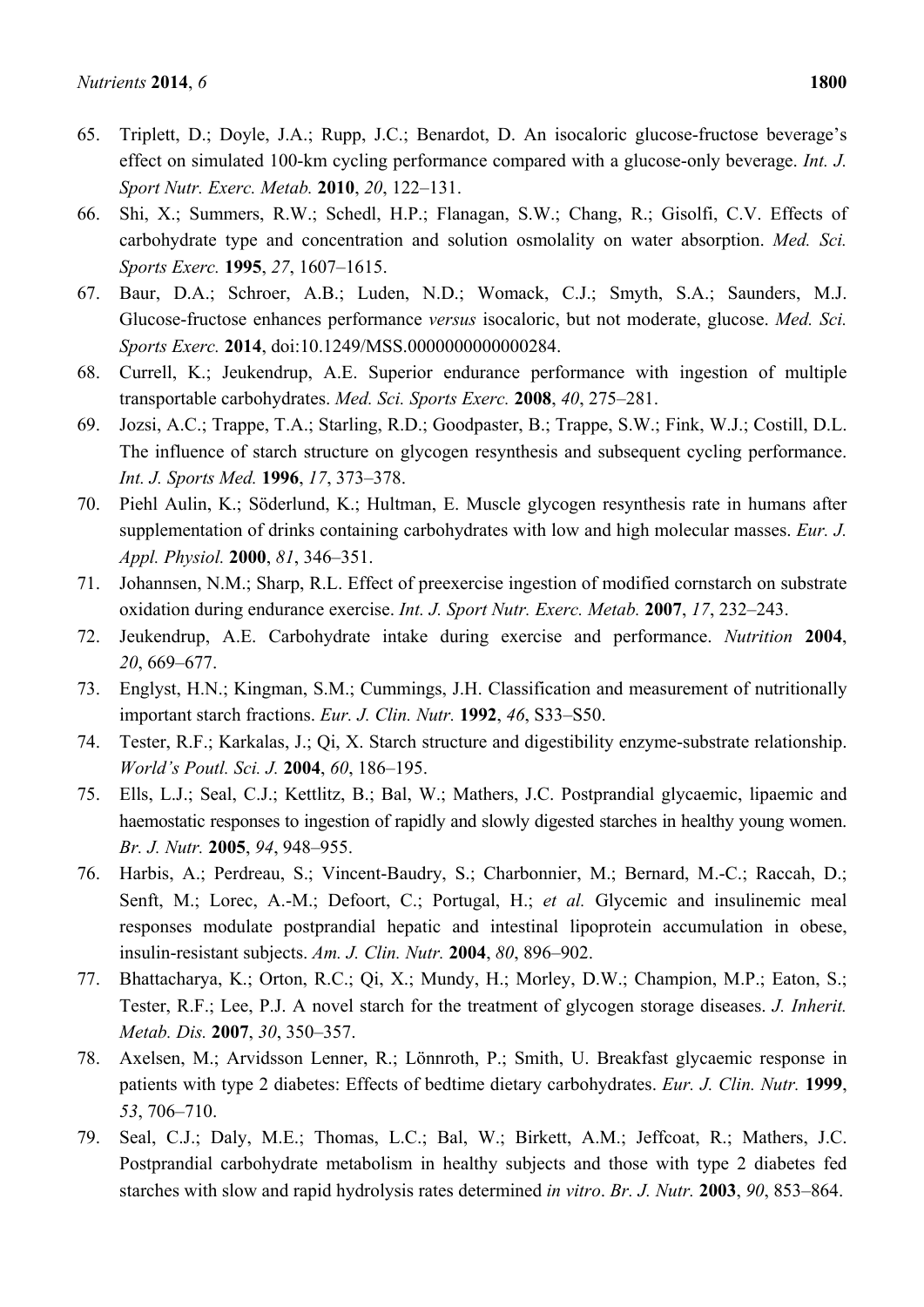65. Triplett, D.; Doyle, J.A.; Rupp, J.C.; Benardot, D. An isocaloric glucose-fructose beverage's effect on simulated 100-km cycling performance compared with a glucose-only beverage. *Int. J. Sport Nutr. Exerc. Metab.* **2010**, *20*, 122–131.
66. Shi, X.; Summers, R.W.; Schedl, H.P.; Flanagan, S.W.; Chang, R.; Gisolfi, C.V. Effects of carbohydrate type and concentration and solution osmolality on water absorption. *Med. Sci. Sports Exerc.* **1995**, *27*, 1607–1615.
67. Baur, D.A.; Schroer, A.B.; Luden, N.D.; Womack, C.J.; Smyth, S.A.; Saunders, M.J. Glucose-fructose enhances performance *versus* isocaloric, but not moderate, glucose. *Med. Sci. Sports Exerc.* **2014**, doi:10.1249/MSS.0000000000000284.
68. Currell, K.; Jeukendrup, A.E. Superior endurance performance with ingestion of multiple transportable carbohydrates. *Med. Sci. Sports Exerc.* **2008**, *40*, 275–281.
69. Jozsi, A.C.; Trappe, T.A.; Starling, R.D.; Goodpaster, B.; Trappe, S.W.; Fink, W.J.; Costill, D.L. The influence of starch structure on glycogen resynthesis and subsequent cycling performance. *Int. J. Sports Med.* **1996**, *17*, 373–378.
70. Piehl Aulin, K.; Söderlund, K.; Hultman, E. Muscle glycogen resynthesis rate in humans after supplementation of drinks containing carbohydrates with low and high molecular masses. *Eur. J. Appl. Physiol.* **2000**, *81*, 346–351.
71. Johannsen, N.M.; Sharp, R.L. Effect of preexercise ingestion of modified cornstarch on substrate oxidation during endurance exercise. *Int. J. Sport Nutr. Exerc. Metab.* **2007**, *17*, 232–243.
72. Jeukendrup, A.E. Carbohydrate intake during exercise and performance. *Nutrition* **2004**, *20*, 669–677.
73. Englyst, H.N.; Kingman, S.M.; Cummings, J.H. Classification and measurement of nutritionally important starch fractions. *Eur. J. Clin. Nutr.* **1992**, *46*, S33–S50.
74. Tester, R.F.; Karkalas, J.; Qi, X. Starch structure and digestibility enzyme-substrate relationship. *World's Poutl. Sci. J.* **2004**, *60*, 186–195.
75. Ells, L.J.; Seal, C.J.; Kettlitz, B.; Bal, W.; Mathers, J.C. Postprandial glycaemic, lipaemic and haemostatic responses to ingestion of rapidly and slowly digested starches in healthy young women. *Br. J. Nutr.* **2005**, *94*, 948–955.
76. Harbis, A.; Perdreau, S.; Vincent-Baudry, S.; Charbonnier, M.; Bernard, M.-C.; Raccah, D.; Senft, M.; Lorec, A.-M.; Defoort, C.; Portugal, H.; *et al.* Glycemic and insulinemic meal responses modulate postprandial hepatic and intestinal lipoprotein accumulation in obese, insulin-resistant subjects. *Am. J. Clin. Nutr.* **2004**, *80*, 896–902.
77. Bhattacharya, K.; Orton, R.C.; Qi, X.; Mundy, H.; Morley, D.W.; Champion, M.P.; Eaton, S.; Tester, R.F.; Lee, P.J. A novel starch for the treatment of glycogen storage diseases. *J. Inherit. Metab. Dis.* **2007**, *30*, 350–357.
78. Axelsen, M.; Arvidsson Lenner, R.; Lönnroth, P.; Smith, U. Breakfast glycaemic response in patients with type 2 diabetes: Effects of bedtime dietary carbohydrates. *Eur. J. Clin. Nutr.* **1999**, *53*, 706–710.
79. Seal, C.J.; Daly, M.E.; Thomas, L.C.; Bal, W.; Birkett, A.M.; Jeffcoat, R.; Mathers, J.C. Postprandial carbohydrate metabolism in healthy subjects and those with type 2 diabetes fed starches with slow and rapid hydrolysis rates determined *in vitro*. *Br. J. Nutr.* **2003**, *90*, 853–864.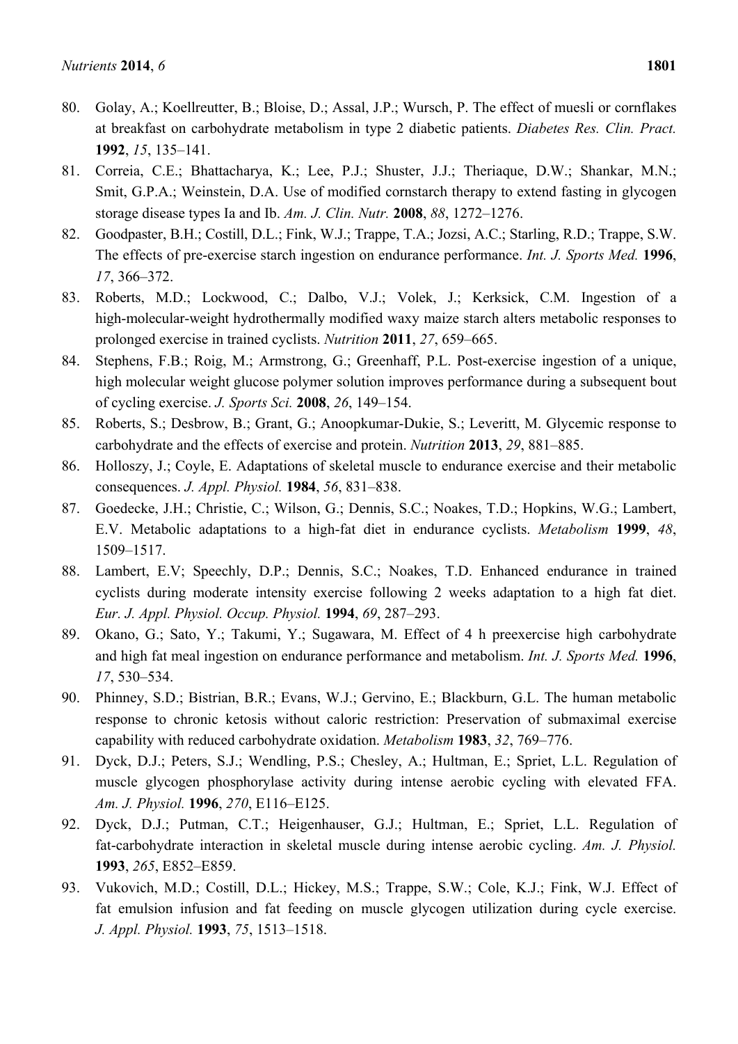80. Golay, A.; Koellreutter, B.; Bloise, D.; Assal, J.P.; Wursch, P. The effect of muesli or cornflakes at breakfast on carbohydrate metabolism in type 2 diabetic patients. *Diabetes Res. Clin. Pract.* **1992**, *15*, 135–141.
81. Correia, C.E.; Bhattacharya, K.; Lee, P.J.; Shuster, J.J.; Theriaque, D.W.; Shankar, M.N.; Smit, G.P.A.; Weinstein, D.A. Use of modified cornstarch therapy to extend fasting in glycogen storage disease types Ia and Ib. *Am. J. Clin. Nutr.* **2008**, *88*, 1272–1276.
82. Goodpaster, B.H.; Costill, D.L.; Fink, W.J.; Trappe, T.A.; Jozsi, A.C.; Starling, R.D.; Trappe, S.W. The effects of pre-exercise starch ingestion on endurance performance. *Int. J. Sports Med.* **1996**, *17*, 366–372.
83. Roberts, M.D.; Lockwood, C.; Dalbo, V.J.; Volek, J.; Kerksick, C.M. Ingestion of a high-molecular-weight hydrothermally modified waxy maize starch alters metabolic responses to prolonged exercise in trained cyclists. *Nutrition* **2011**, *27*, 659–665.
84. Stephens, F.B.; Roig, M.; Armstrong, G.; Greenhaff, P.L. Post-exercise ingestion of a unique, high molecular weight glucose polymer solution improves performance during a subsequent bout of cycling exercise. *J. Sports Sci.* **2008**, *26*, 149–154.
85. Roberts, S.; Desbrow, B.; Grant, G.; Anoopkumar-Dukie, S.; Leveritt, M. Glycemic response to carbohydrate and the effects of exercise and protein. *Nutrition* **2013**, *29*, 881–885.
86. Holloszy, J.; Coyle, E. Adaptations of skeletal muscle to endurance exercise and their metabolic consequences. *J. Appl. Physiol.* **1984**, *56*, 831–838.
87. Goedecke, J.H.; Christie, C.; Wilson, G.; Dennis, S.C.; Noakes, T.D.; Hopkins, W.G.; Lambert, E.V. Metabolic adaptations to a high-fat diet in endurance cyclists. *Metabolism* **1999**, *48*, 1509–1517.
88. Lambert, E.V; Speechly, D.P.; Dennis, S.C.; Noakes, T.D. Enhanced endurance in trained cyclists during moderate intensity exercise following 2 weeks adaptation to a high fat diet. *Eur. J. Appl. Physiol. Occup. Physiol.* **1994**, *69*, 287–293.
89. Okano, G.; Sato, Y.; Takumi, Y.; Sugawara, M. Effect of 4 h preexercise high carbohydrate and high fat meal ingestion on endurance performance and metabolism. *Int. J. Sports Med.* **1996**, *17*, 530–534.
90. Phinney, S.D.; Bistrian, B.R.; Evans, W.J.; Gervino, E.; Blackburn, G.L. The human metabolic response to chronic ketosis without caloric restriction: Preservation of submaximal exercise capability with reduced carbohydrate oxidation. *Metabolism* **1983**, *32*, 769–776.
91. Dyck, D.J.; Peters, S.J.; Wendling, P.S.; Chesley, A.; Hultman, E.; Spriet, L.L. Regulation of muscle glycogen phosphorylase activity during intense aerobic cycling with elevated FFA. *Am. J. Physiol.* **1996**, *270*, E116–E125.
92. Dyck, D.J.; Putman, C.T.; Heigenhauser, G.J.; Hultman, E.; Spriet, L.L. Regulation of fat-carbohydrate interaction in skeletal muscle during intense aerobic cycling. *Am. J. Physiol.* **1993**, *265*, E852–E859.
93. Vukovich, M.D.; Costill, D.L.; Hickey, M.S.; Trappe, S.W.; Cole, K.J.; Fink, W.J. Effect of fat emulsion infusion and fat feeding on muscle glycogen utilization during cycle exercise. *J. Appl. Physiol.* **1993**, *75*, 1513–1518.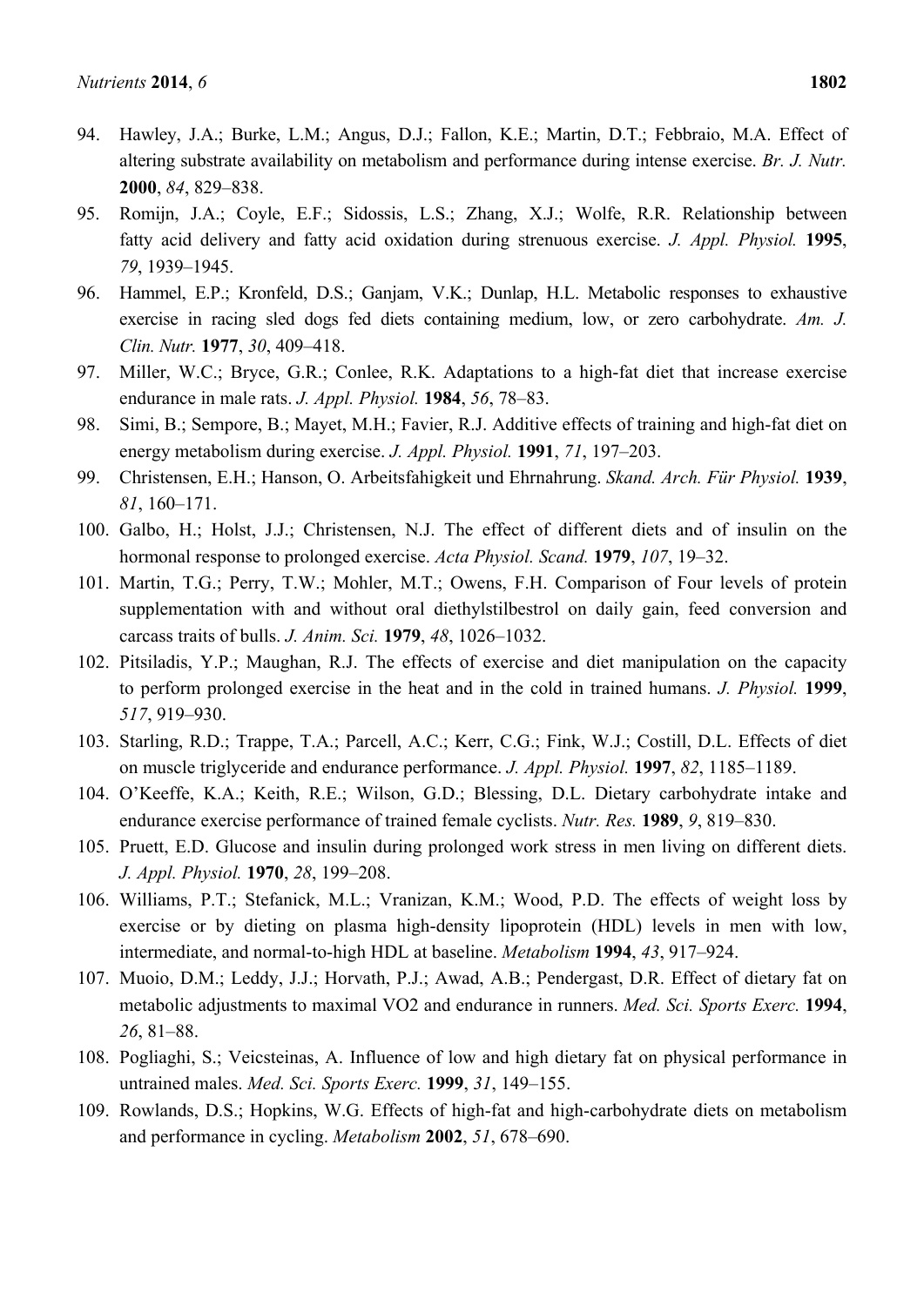94. Hawley, J.A.; Burke, L.M.; Angus, D.J.; Fallon, K.E.; Martin, D.T.; Febbraio, M.A. Effect of altering substrate availability on metabolism and performance during intense exercise. *Br. J. Nutr.* **2000**, *84*, 829–838.
95. Romijn, J.A.; Coyle, E.F.; Sidossis, L.S.; Zhang, X.J.; Wolfe, R.R. Relationship between fatty acid delivery and fatty acid oxidation during strenuous exercise. *J. Appl. Physiol.* **1995**, *79*, 1939–1945.
96. Hammel, E.P.; Kronfeld, D.S.; Ganjam, V.K.; Dunlap, H.L. Metabolic responses to exhaustive exercise in racing sled dogs fed diets containing medium, low, or zero carbohydrate. *Am. J. Clin. Nutr.* **1977**, *30*, 409–418.
97. Miller, W.C.; Bryce, G.R.; Conlee, R.K. Adaptations to a high-fat diet that increase exercise endurance in male rats. *J. Appl. Physiol.* **1984**, *56*, 78–83.
98. Simi, B.; Sempore, B.; Mayet, M.H.; Favier, R.J. Additive effects of training and high-fat diet on energy metabolism during exercise. *J. Appl. Physiol.* **1991**, *71*, 197–203.
99. Christensen, E.H.; Hanson, O. Arbeitsfahigkeit und Ehrnahrung. *Skand. Arch. Für Physiol.* **1939**, *81*, 160–171.
100. Galbo, H.; Holst, J.J.; Christensen, N.J. The effect of different diets and of insulin on the hormonal response to prolonged exercise. *Acta Physiol. Scand.* **1979**, *107*, 19–32.
101. Martin, T.G.; Perry, T.W.; Mohler, M.T.; Owens, F.H. Comparison of Four levels of protein supplementation with and without oral diethylstilbestrol on daily gain, feed conversion and carcass traits of bulls. *J. Anim. Sci.* **1979**, *48*, 1026–1032.
102. Pitsiladis, Y.P.; Maughan, R.J. The effects of exercise and diet manipulation on the capacity to perform prolonged exercise in the heat and in the cold in trained humans. *J. Physiol.* **1999**, *517*, 919–930.
103. Starling, R.D.; Trappe, T.A.; Parcell, A.C.; Kerr, C.G.; Fink, W.J.; Costill, D.L. Effects of diet on muscle triglyceride and endurance performance. *J. Appl. Physiol.* **1997**, *82*, 1185–1189.
104. O'Keeffe, K.A.; Keith, R.E.; Wilson, G.D.; Blessing, D.L. Dietary carbohydrate intake and endurance exercise performance of trained female cyclists. *Nutr. Res.* **1989**, *9*, 819–830.
105. Pruett, E.D. Glucose and insulin during prolonged work stress in men living on different diets. *J. Appl. Physiol.* **1970**, *28*, 199–208.
106. Williams, P.T.; Stefanick, M.L.; Vranizan, K.M.; Wood, P.D. The effects of weight loss by exercise or by dieting on plasma high-density lipoprotein (HDL) levels in men with low, intermediate, and normal-to-high HDL at baseline. *Metabolism* **1994**, *43*, 917–924.
107. Muoio, D.M.; Leddy, J.J.; Horvath, P.J.; Awad, A.B.; Pendergast, D.R. Effect of dietary fat on metabolic adjustments to maximal VO2 and endurance in runners. *Med. Sci. Sports Exerc.* **1994**, *26*, 81–88.
108. Pogliaghi, S.; Veicsteinas, A. Influence of low and high dietary fat on physical performance in untrained males. *Med. Sci. Sports Exerc.* **1999**, *31*, 149–155.
109. Rowlands, D.S.; Hopkins, W.G. Effects of high-fat and high-carbohydrate diets on metabolism and performance in cycling. *Metabolism* **2002**, *51*, 678–690.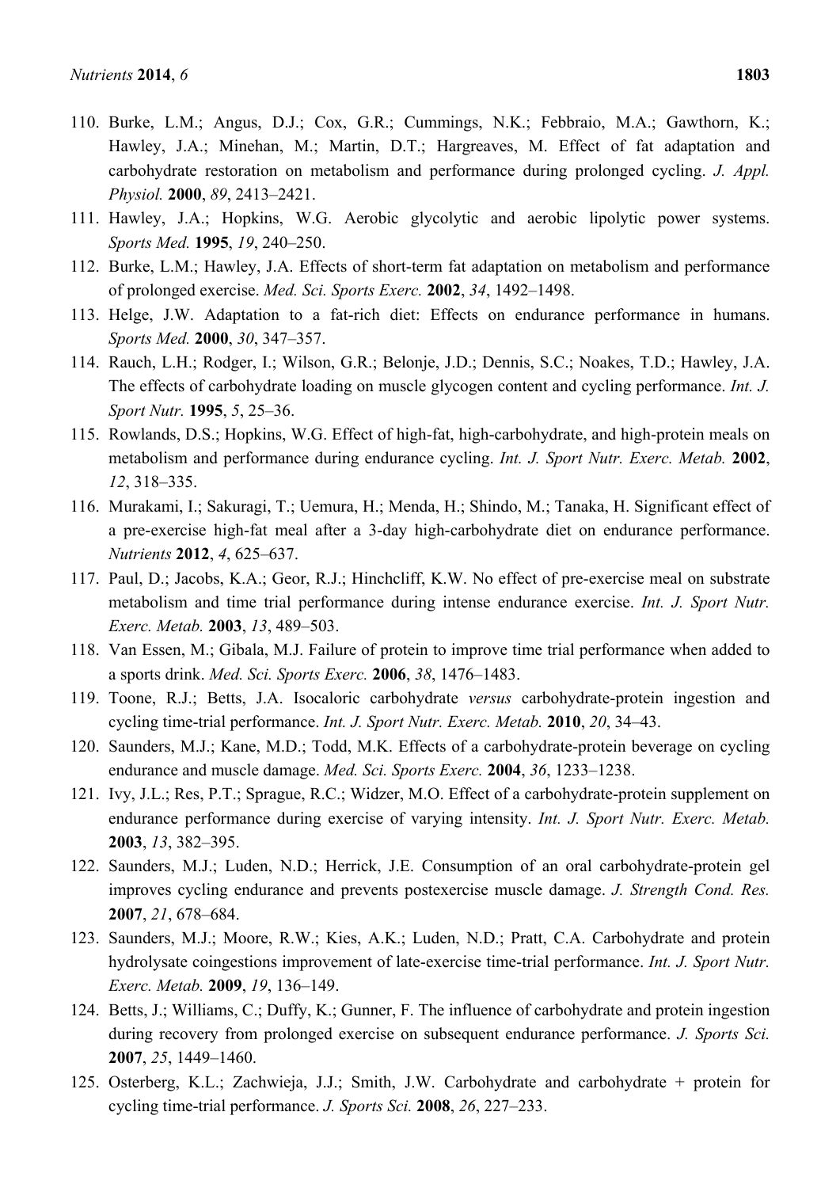110. Burke, L.M.; Angus, D.J.; Cox, G.R.; Cummings, N.K.; Febbraio, M.A.; Gawthorn, K.; Hawley, J.A.; Minehan, M.; Martin, D.T.; Hargreaves, M. Effect of fat adaptation and carbohydrate restoration on metabolism and performance during prolonged cycling. *J. Appl. Physiol.* **2000**, *89*, 2413–2421.
111. Hawley, J.A.; Hopkins, W.G. Aerobic glycolytic and aerobic lipolytic power systems. *Sports Med.* **1995**, *19*, 240–250.
112. Burke, L.M.; Hawley, J.A. Effects of short-term fat adaptation on metabolism and performance of prolonged exercise. *Med. Sci. Sports Exerc.* **2002**, *34*, 1492–1498.
113. Helge, J.W. Adaptation to a fat-rich diet: Effects on endurance performance in humans. *Sports Med.* **2000**, *30*, 347–357.
114. Rauch, L.H.; Rodger, I.; Wilson, G.R.; Belonje, J.D.; Dennis, S.C.; Noakes, T.D.; Hawley, J.A. The effects of carbohydrate loading on muscle glycogen content and cycling performance. *Int. J. Sport Nutr.* **1995**, *5*, 25–36.
115. Rowlands, D.S.; Hopkins, W.G. Effect of high-fat, high-carbohydrate, and high-protein meals on metabolism and performance during endurance cycling. *Int. J. Sport Nutr. Exerc. Metab.* **2002**, *12*, 318–335.
116. Murakami, I.; Sakuragi, T.; Uemura, H.; Menda, H.; Shindo, M.; Tanaka, H. Significant effect of a pre-exercise high-fat meal after a 3-day high-carbohydrate diet on endurance performance. *Nutrients* **2012**, *4*, 625–637.
117. Paul, D.; Jacobs, K.A.; Geor, R.J.; Hinchcliff, K.W. No effect of pre-exercise meal on substrate metabolism and time trial performance during intense endurance exercise. *Int. J. Sport Nutr. Exerc. Metab.* **2003**, *13*, 489–503.
118. Van Essen, M.; Gibala, M.J. Failure of protein to improve time trial performance when added to a sports drink. *Med. Sci. Sports Exerc.* **2006**, *38*, 1476–1483.
119. Toone, R.J.; Betts, J.A. Isocaloric carbohydrate *versus* carbohydrate-protein ingestion and cycling time-trial performance. *Int. J. Sport Nutr. Exerc. Metab.* **2010**, *20*, 34–43.
120. Saunders, M.J.; Kane, M.D.; Todd, M.K. Effects of a carbohydrate-protein beverage on cycling endurance and muscle damage. *Med. Sci. Sports Exerc.* **2004**, *36*, 1233–1238.
121. Ivy, J.L.; Res, P.T.; Sprague, R.C.; Widzer, M.O. Effect of a carbohydrate-protein supplement on endurance performance during exercise of varying intensity. *Int. J. Sport Nutr. Exerc. Metab.* **2003**, *13*, 382–395.
122. Saunders, M.J.; Luden, N.D.; Herrick, J.E. Consumption of an oral carbohydrate-protein gel improves cycling endurance and prevents postexercise muscle damage. *J. Strength Cond. Res.* **2007**, *21*, 678–684.
123. Saunders, M.J.; Moore, R.W.; Kies, A.K.; Luden, N.D.; Pratt, C.A. Carbohydrate and protein hydrolysate coingestions improvement of late-exercise time-trial performance. *Int. J. Sport Nutr. Exerc. Metab.* **2009**, *19*, 136–149.
124. Betts, J.; Williams, C.; Duffy, K.; Gunner, F. The influence of carbohydrate and protein ingestion during recovery from prolonged exercise on subsequent endurance performance. *J. Sports Sci.* **2007**, *25*, 1449–1460.
125. Osterberg, K.L.; Zachwieja, J.J.; Smith, J.W. Carbohydrate and carbohydrate + protein for cycling time-trial performance. *J. Sports Sci.* **2008**, *26*, 227–233.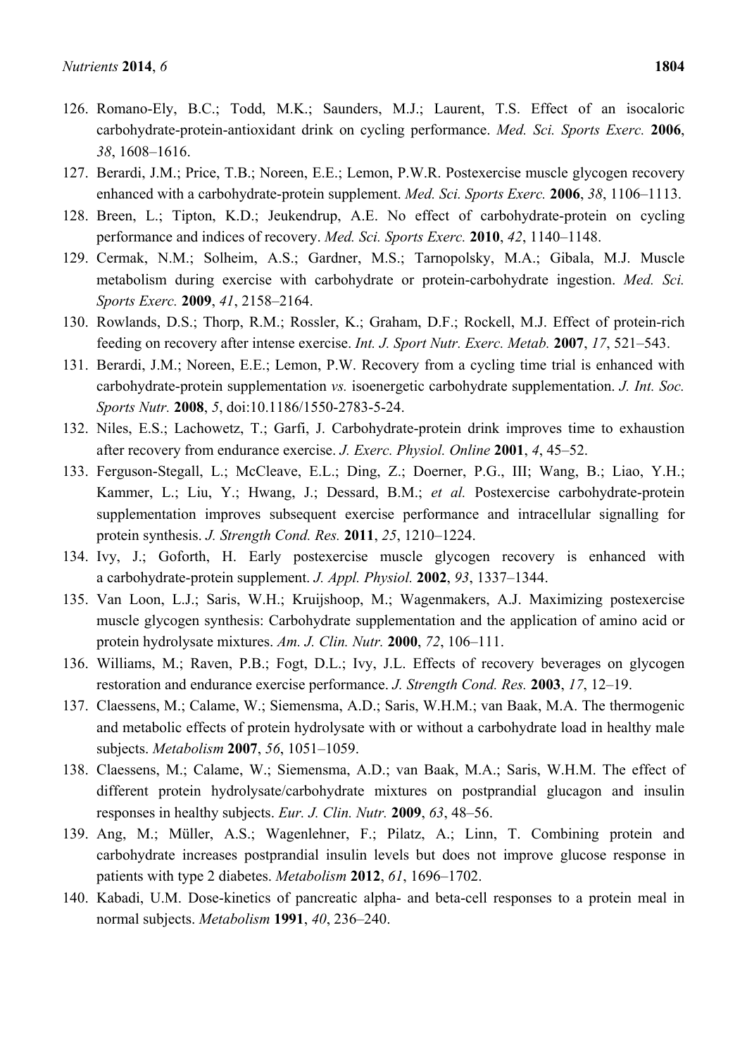126. Romano-Ely, B.C.; Todd, M.K.; Saunders, M.J.; Laurent, T.S. Effect of an isocaloric carbohydrate-protein-antioxidant drink on cycling performance. *Med. Sci. Sports Exerc.* **2006**, *38*, 1608–1616.
127. Berardi, J.M.; Price, T.B.; Noreen, E.E.; Lemon, P.W.R. Postexercise muscle glycogen recovery enhanced with a carbohydrate-protein supplement. *Med. Sci. Sports Exerc.* **2006**, *38*, 1106–1113.
128. Breen, L.; Tipton, K.D.; Jeukendrup, A.E. No effect of carbohydrate-protein on cycling performance and indices of recovery. *Med. Sci. Sports Exerc.* **2010**, *42*, 1140–1148.
129. Cermak, N.M.; Solheim, A.S.; Gardner, M.S.; Tarnopolsky, M.A.; Gibala, M.J. Muscle metabolism during exercise with carbohydrate or protein-carbohydrate ingestion. *Med. Sci. Sports Exerc.* **2009**, *41*, 2158–2164.
130. Rowlands, D.S.; Thorp, R.M.; Rossler, K.; Graham, D.F.; Rockell, M.J. Effect of protein-rich feeding on recovery after intense exercise. *Int. J. Sport Nutr. Exerc. Metab.* **2007**, *17*, 521–543.
131. Berardi, J.M.; Noreen, E.E.; Lemon, P.W. Recovery from a cycling time trial is enhanced with carbohydrate-protein supplementation *vs.* isoenergetic carbohydrate supplementation. *J. Int. Soc. Sports Nutr.* **2008**, *5*, doi:10.1186/1550-2783-5-24.
132. Niles, E.S.; Lachowetz, T.; Garfi, J. Carbohydrate-protein drink improves time to exhaustion after recovery from endurance exercise. *J. Exerc. Physiol. Online* **2001**, *4*, 45–52.
133. Ferguson-Stegall, L.; McCleave, E.L.; Ding, Z.; Doerner, P.G., III; Wang, B.; Liao, Y.H.; Kammer, L.; Liu, Y.; Hwang, J.; Dessard, B.M.; *et al.* Postexercise carbohydrate-protein supplementation improves subsequent exercise performance and intracellular signalling for protein synthesis. *J. Strength Cond. Res.* **2011**, *25*, 1210–1224.
134. Ivy, J.; Goforth, H. Early postexercise muscle glycogen recovery is enhanced with a carbohydrate-protein supplement. *J. Appl. Physiol.* **2002**, *93*, 1337–1344.
135. Van Loon, L.J.; Saris, W.H.; Kruijshoop, M.; Wagenmakers, A.J. Maximizing postexercise muscle glycogen synthesis: Carbohydrate supplementation and the application of amino acid or protein hydrolysate mixtures. *Am. J. Clin. Nutr.* **2000**, *72*, 106–111.
136. Williams, M.; Raven, P.B.; Fogt, D.L.; Ivy, J.L. Effects of recovery beverages on glycogen restoration and endurance exercise performance. *J. Strength Cond. Res.* **2003**, *17*, 12–19.
137. Claessens, M.; Calame, W.; Siemensma, A.D.; Saris, W.H.M.; van Baak, M.A. The thermogenic and metabolic effects of protein hydrolysate with or without a carbohydrate load in healthy male subjects. *Metabolism* **2007**, *56*, 1051–1059.
138. Claessens, M.; Calame, W.; Siemensma, A.D.; van Baak, M.A.; Saris, W.H.M. The effect of different protein hydrolysate/carbohydrate mixtures on postprandial glucagon and insulin responses in healthy subjects. *Eur. J. Clin. Nutr.* **2009**, *63*, 48–56.
139. Ang, M.; Müller, A.S.; Wagenlehner, F.; Pilatz, A.; Linn, T. Combining protein and carbohydrate increases postprandial insulin levels but does not improve glucose response in patients with type 2 diabetes. *Metabolism* **2012**, *61*, 1696–1702.
140. Kabadi, U.M. Dose-kinetics of pancreatic alpha- and beta-cell responses to a protein meal in normal subjects. *Metabolism* **1991**, *40*, 236–240.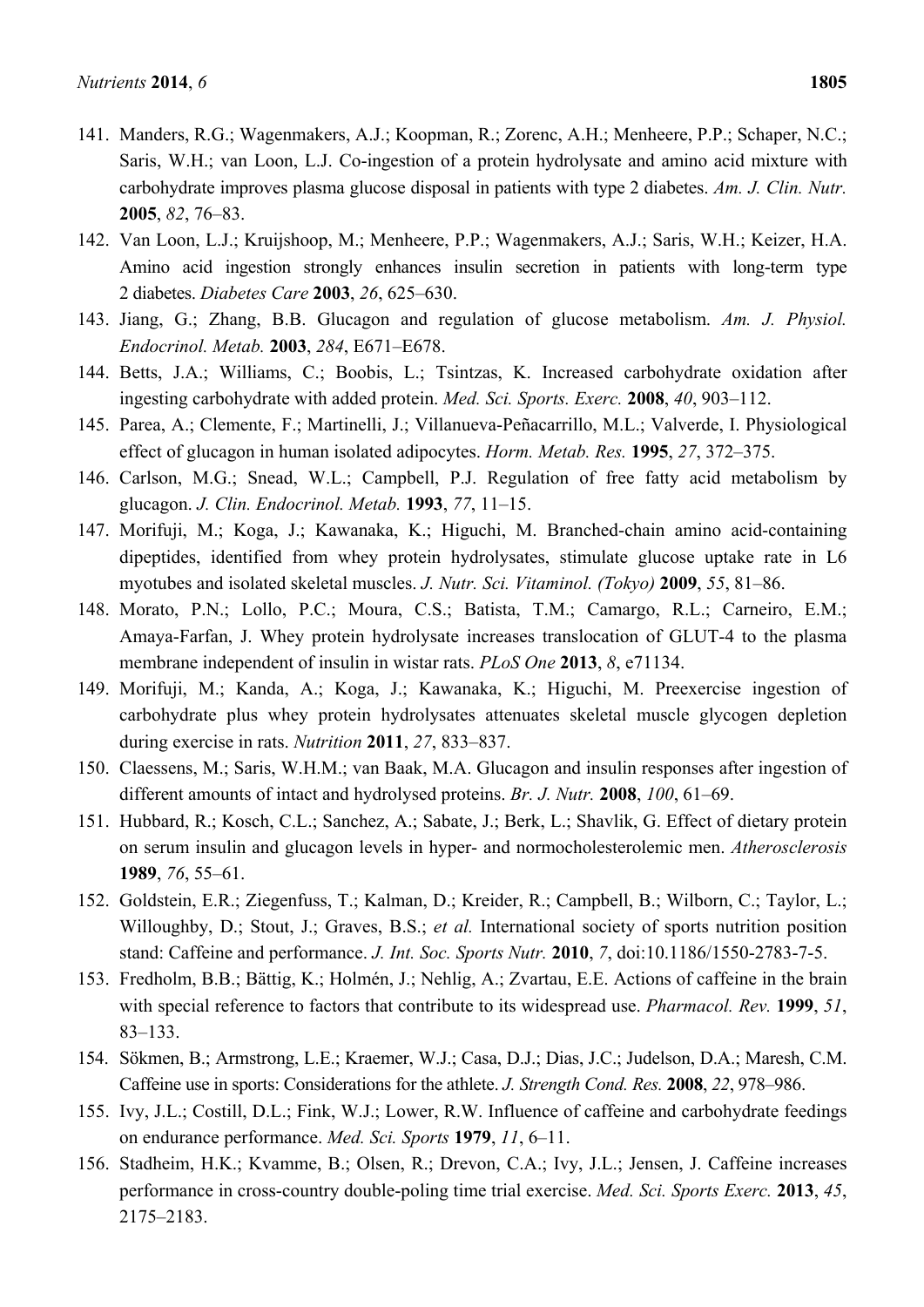141. Manders, R.G.; Wagenmakers, A.J.; Koopman, R.; Zorenc, A.H.; Menheere, P.P.; Schaper, N.C.; Saris, W.H.; van Loon, L.J. Co-ingestion of a protein hydrolysate and amino acid mixture with carbohydrate improves plasma glucose disposal in patients with type 2 diabetes. *Am. J. Clin. Nutr.* **2005**, *82*, 76–83.
142. Van Loon, L.J.; Kruijshoop, M.; Menheere, P.P.; Wagenmakers, A.J.; Saris, W.H.; Keizer, H.A. Amino acid ingestion strongly enhances insulin secretion in patients with long-term type 2 diabetes. *Diabetes Care* **2003**, *26*, 625–630.
143. Jiang, G.; Zhang, B.B. Glucagon and regulation of glucose metabolism. *Am. J. Physiol. Endocrinol. Metab.* **2003**, *284*, E671–E678.
144. Betts, J.A.; Williams, C.; Boobis, L.; Tsintzas, K. Increased carbohydrate oxidation after ingesting carbohydrate with added protein. *Med. Sci. Sports. Exerc.* **2008**, *40*, 903–112.
145. Parea, A.; Clemente, F.; Martinelli, J.; Villanueva-Peñacarrillo, M.L.; Valverde, I. Physiological effect of glucagon in human isolated adipocytes. *Horm. Metab. Res.* **1995**, *27*, 372–375.
146. Carlson, M.G.; Snead, W.L.; Campbell, P.J. Regulation of free fatty acid metabolism by glucagon. *J. Clin. Endocrinol. Metab.* **1993**, *77*, 11–15.
147. Morifuji, M.; Koga, J.; Kawanaka, K.; Higuchi, M. Branched-chain amino acid-containing dipeptides, identified from whey protein hydrolysates, stimulate glucose uptake rate in L6 myotubes and isolated skeletal muscles. *J. Nutr. Sci. Vitaminol. (Tokyo)* **2009**, *55*, 81–86.
148. Morato, P.N.; Lollo, P.C.; Moura, C.S.; Batista, T.M.; Camargo, R.L.; Carneiro, E.M.; Amaya-Farfan, J. Whey protein hydrolysate increases translocation of GLUT-4 to the plasma membrane independent of insulin in wistar rats. *PLoS One* **2013**, *8*, e71134.
149. Morifuji, M.; Kanda, A.; Koga, J.; Kawanaka, K.; Higuchi, M. Preexercise ingestion of carbohydrate plus whey protein hydrolysates attenuates skeletal muscle glycogen depletion during exercise in rats. *Nutrition* **2011**, *27*, 833–837.
150. Claessens, M.; Saris, W.H.M.; van Baak, M.A. Glucagon and insulin responses after ingestion of different amounts of intact and hydrolysed proteins. *Br. J. Nutr.* **2008**, *100*, 61–69.
151. Hubbard, R.; Kosch, C.L.; Sanchez, A.; Sabate, J.; Berk, L.; Shavlik, G. Effect of dietary protein on serum insulin and glucagon levels in hyper- and normocholesterolemic men. *Atherosclerosis* **1989**, *76*, 55–61.
152. Goldstein, E.R.; Ziegenfuss, T.; Kalman, D.; Kreider, R.; Campbell, B.; Wilborn, C.; Taylor, L.; Willoughby, D.; Stout, J.; Graves, B.S.; *et al.* International society of sports nutrition position stand: Caffeine and performance. *J. Int. Soc. Sports Nutr.* **2010**, *7*, doi:10.1186/1550-2783-7-5.
153. Fredholm, B.B.; Bättig, K.; Holmén, J.; Nehlig, A.; Zvartau, E.E. Actions of caffeine in the brain with special reference to factors that contribute to its widespread use. *Pharmacol. Rev.* **1999**, *51*, 83–133.
154. Sökmen, B.; Armstrong, L.E.; Kraemer, W.J.; Casa, D.J.; Dias, J.C.; Judelson, D.A.; Maresh, C.M. Caffeine use in sports: Considerations for the athlete. *J. Strength Cond. Res.* **2008**, *22*, 978–986.
155. Ivy, J.L.; Costill, D.L.; Fink, W.J.; Lower, R.W. Influence of caffeine and carbohydrate feedings on endurance performance. *Med. Sci. Sports* **1979**, *11*, 6–11.
156. Stadheim, H.K.; Kvamme, B.; Olsen, R.; Drevon, C.A.; Ivy, J.L.; Jensen, J. Caffeine increases performance in cross-country double-poling time trial exercise. *Med. Sci. Sports Exerc.* **2013**, *45*, 2175–2183.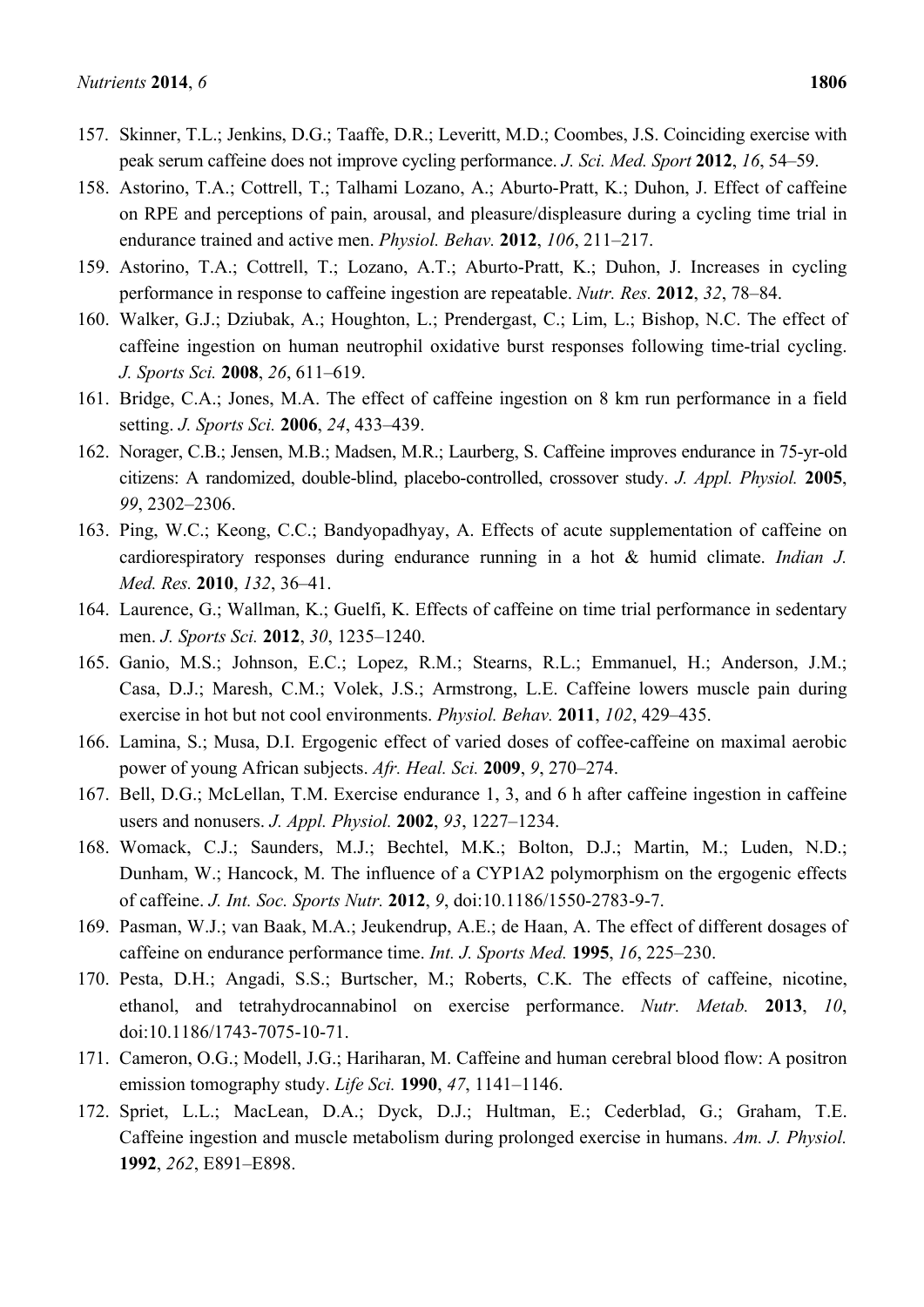157. Skinner, T.L.; Jenkins, D.G.; Taaffe, D.R.; Leveritt, M.D.; Coombes, J.S. Coinciding exercise with peak serum caffeine does not improve cycling performance. *J. Sci. Med. Sport* **2012**, *16*, 54–59.
158. Astorino, T.A.; Cottrell, T.; Talhami Lozano, A.; Aburto-Pratt, K.; Duhon, J. Effect of caffeine on RPE and perceptions of pain, arousal, and pleasure/displeasure during a cycling time trial in endurance trained and active men. *Physiol. Behav.* **2012**, *106*, 211–217.
159. Astorino, T.A.; Cottrell, T.; Lozano, A.T.; Aburto-Pratt, K.; Duhon, J. Increases in cycling performance in response to caffeine ingestion are repeatable. *Nutr. Res.* **2012**, *32*, 78–84.
160. Walker, G.J.; Dziubak, A.; Houghton, L.; Prendergast, C.; Lim, L.; Bishop, N.C. The effect of caffeine ingestion on human neutrophil oxidative burst responses following time-trial cycling. *J. Sports Sci.* **2008**, *26*, 611–619.
161. Bridge, C.A.; Jones, M.A. The effect of caffeine ingestion on 8 km run performance in a field setting. *J. Sports Sci.* **2006**, *24*, 433–439.
162. Norager, C.B.; Jensen, M.B.; Madsen, M.R.; Laurberg, S. Caffeine improves endurance in 75-yr-old citizens: A randomized, double-blind, placebo-controlled, crossover study. *J. Appl. Physiol.* **2005**, *99*, 2302–2306.
163. Ping, W.C.; Keong, C.C.; Bandyopadhyay, A. Effects of acute supplementation of caffeine on cardiorespiratory responses during endurance running in a hot & humid climate. *Indian J. Med. Res.* **2010**, *132*, 36–41.
164. Laurence, G.; Wallman, K.; Guelfi, K. Effects of caffeine on time trial performance in sedentary men. *J. Sports Sci.* **2012**, *30*, 1235–1240.
165. Ganio, M.S.; Johnson, E.C.; Lopez, R.M.; Stearns, R.L.; Emmanuel, H.; Anderson, J.M.; Casa, D.J.; Maresh, C.M.; Volek, J.S.; Armstrong, L.E. Caffeine lowers muscle pain during exercise in hot but not cool environments. *Physiol. Behav.* **2011**, *102*, 429–435.
166. Lamina, S.; Musa, D.I. Ergogenic effect of varied doses of coffee-caffeine on maximal aerobic power of young African subjects. *Afr. Heal. Sci.* **2009**, *9*, 270–274.
167. Bell, D.G.; McLellan, T.M. Exercise endurance 1, 3, and 6 h after caffeine ingestion in caffeine users and nonusers. *J. Appl. Physiol.* **2002**, *93*, 1227–1234.
168. Womack, C.J.; Saunders, M.J.; Bechtel, M.K.; Bolton, D.J.; Martin, M.; Luden, N.D.; Dunham, W.; Hancock, M. The influence of a CYP1A2 polymorphism on the ergogenic effects of caffeine. *J. Int. Soc. Sports Nutr.* **2012**, *9*, doi:10.1186/1550-2783-9-7.
169. Pasman, W.J.; van Baak, M.A.; Jeukendrup, A.E.; de Haan, A. The effect of different dosages of caffeine on endurance performance time. *Int. J. Sports Med.* **1995**, *16*, 225–230.
170. Pesta, D.H.; Angadi, S.S.; Burtscher, M.; Roberts, C.K. The effects of caffeine, nicotine, ethanol, and tetrahydrocannabinol on exercise performance. *Nutr. Metab.* **2013**, *10*, doi:10.1186/1743-7075-10-71.
171. Cameron, O.G.; Modell, J.G.; Hariharan, M. Caffeine and human cerebral blood flow: A positron emission tomography study. *Life Sci.* **1990**, *47*, 1141–1146.
172. Spriet, L.L.; MacLean, D.A.; Dyck, D.J.; Hultman, E.; Cederblad, G.; Graham, T.E. Caffeine ingestion and muscle metabolism during prolonged exercise in humans. *Am. J. Physiol.* **1992**, *262*, E891–E898.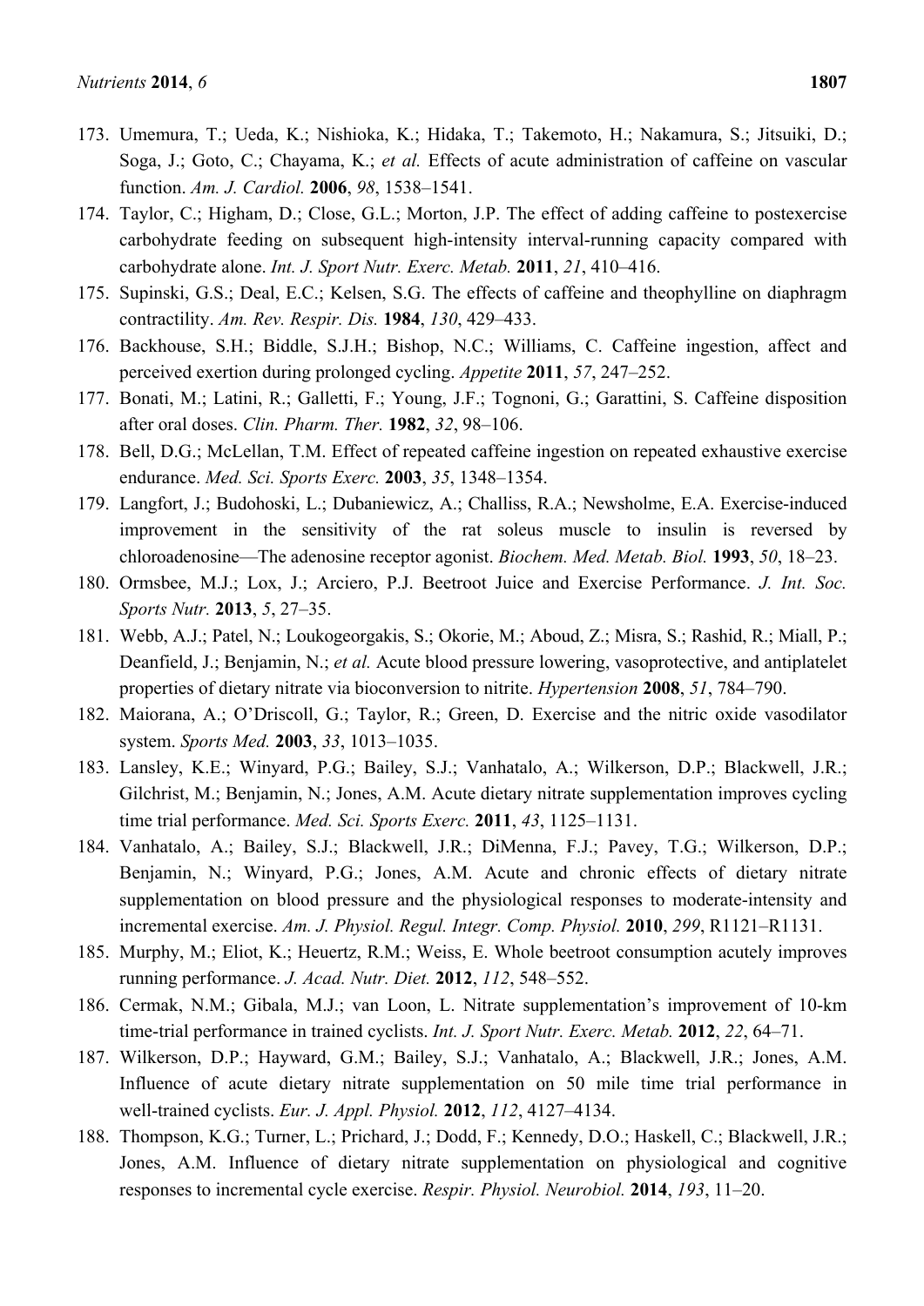173. Umemura, T.; Ueda, K.; Nishioka, K.; Hidaka, T.; Takemoto, H.; Nakamura, S.; Jitsuiki, D.; Soga, J.; Goto, C.; Chayama, K.; *et al.* Effects of acute administration of caffeine on vascular function. *Am. J. Cardiol.* **2006**, *98*, 1538–1541.
174. Taylor, C.; Higham, D.; Close, G.L.; Morton, J.P. The effect of adding caffeine to postexercise carbohydrate feeding on subsequent high-intensity interval-running capacity compared with carbohydrate alone. *Int. J. Sport Nutr. Exerc. Metab.* **2011**, *21*, 410–416.
175. Supinski, G.S.; Deal, E.C.; Kelsen, S.G. The effects of caffeine and theophylline on diaphragm contractility. *Am. Rev. Respir. Dis.* **1984**, *130*, 429–433.
176. Backhouse, S.H.; Biddle, S.J.H.; Bishop, N.C.; Williams, C. Caffeine ingestion, affect and perceived exertion during prolonged cycling. *Appetite* **2011**, *57*, 247–252.
177. Bonati, M.; Latini, R.; Galletti, F.; Young, J.F.; Tognoni, G.; Garattini, S. Caffeine disposition after oral doses. *Clin. Pharm. Ther.* **1982**, *32*, 98–106.
178. Bell, D.G.; McLellan, T.M. Effect of repeated caffeine ingestion on repeated exhaustive exercise endurance. *Med. Sci. Sports Exerc.* **2003**, *35*, 1348–1354.
179. Langfort, J.; Budohoski, L.; Dubaniewicz, A.; Challiss, R.A.; Newsholme, E.A. Exercise-induced improvement in the sensitivity of the rat soleus muscle to insulin is reversed by chloroadenosine—The adenosine receptor agonist. *Biochem. Med. Metab. Biol.* **1993**, *50*, 18–23.
180. Ormsbee, M.J.; Lox, J.; Arciero, P.J. Beetroot Juice and Exercise Performance. *J. Int. Soc. Sports Nutr.* **2013**, *5*, 27–35.
181. Webb, A.J.; Patel, N.; Loukogeorgakis, S.; Okorie, M.; Aboud, Z.; Misra, S.; Rashid, R.; Miall, P.; Deanfield, J.; Benjamin, N.; *et al.* Acute blood pressure lowering, vasoprotective, and antiplatelet properties of dietary nitrate via bioconversion to nitrite. *Hypertension* **2008**, *51*, 784–790.
182. Maiorana, A.; O'Driscoll, G.; Taylor, R.; Green, D. Exercise and the nitric oxide vasodilator system. *Sports Med.* **2003**, *33*, 1013–1035.
183. Lansley, K.E.; Winyard, P.G.; Bailey, S.J.; Vanhatalo, A.; Wilkerson, D.P.; Blackwell, J.R.; Gilchrist, M.; Benjamin, N.; Jones, A.M. Acute dietary nitrate supplementation improves cycling time trial performance. *Med. Sci. Sports Exerc.* **2011**, *43*, 1125–1131.
184. Vanhatalo, A.; Bailey, S.J.; Blackwell, J.R.; DiMenna, F.J.; Pavey, T.G.; Wilkerson, D.P.; Benjamin, N.; Winyard, P.G.; Jones, A.M. Acute and chronic effects of dietary nitrate supplementation on blood pressure and the physiological responses to moderate-intensity and incremental exercise. *Am. J. Physiol. Regul. Integr. Comp. Physiol.* **2010**, *299*, R1121–R1131.
185. Murphy, M.; Eliot, K.; Heuertz, R.M.; Weiss, E. Whole beetroot consumption acutely improves running performance. *J. Acad. Nutr. Diet.* **2012**, *112*, 548–552.
186. Cermak, N.M.; Gibala, M.J.; van Loon, L. Nitrate supplementation's improvement of 10-km time-trial performance in trained cyclists. *Int. J. Sport Nutr. Exerc. Metab.* **2012**, *22*, 64–71.
187. Wilkerson, D.P.; Hayward, G.M.; Bailey, S.J.; Vanhatalo, A.; Blackwell, J.R.; Jones, A.M. Influence of acute dietary nitrate supplementation on 50 mile time trial performance in well-trained cyclists. *Eur. J. Appl. Physiol.* **2012**, *112*, 4127–4134.
188. Thompson, K.G.; Turner, L.; Prichard, J.; Dodd, F.; Kennedy, D.O.; Haskell, C.; Blackwell, J.R.; Jones, A.M. Influence of dietary nitrate supplementation on physiological and cognitive responses to incremental cycle exercise. *Respir. Physiol. Neurobiol.* **2014**, *193*, 11–20.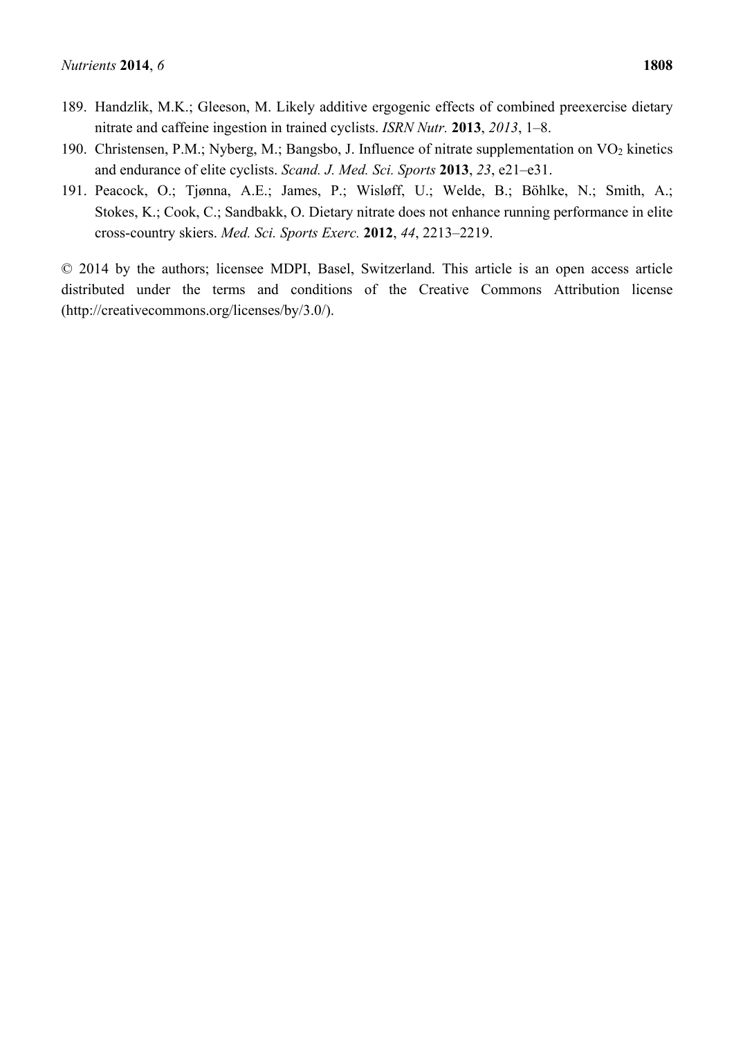189. Handzlik, M.K.; Gleeson, M. Likely additive ergogenic effects of combined preexercise dietary nitrate and caffeine ingestion in trained cyclists. *ISRN Nutr.* **2013**, *2013*, 1–8.
190. Christensen, P.M.; Nyberg, M.; Bangsbo, J. Influence of nitrate supplementation on $VO_2$ kinetics and endurance of elite cyclists. *Scand. J. Med. Sci. Sports* **2013**, *23*, e21–e31.
191. Peacock, O.; Tjønna, A.E.; James, P.; Wisløff, U.; Welde, B.; Böhlke, N.; Smith, A.; Stokes, K.; Cook, C.; Sandbakk, O. Dietary nitrate does not enhance running performance in elite cross-country skiers. *Med. Sci. Sports Exerc.* **2012**, *44*, 2213–2219.

© 2014 by the authors; licensee MDPI, Basel, Switzerland. This article is an open access article distributed under the terms and conditions of the Creative Commons Attribution license (http://creativecommons.org/licenses/by/3.0/).